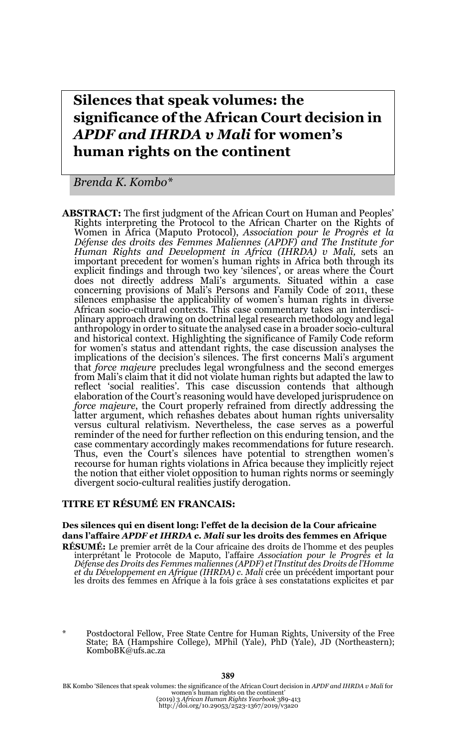# Silences that speak volumes: the significance of the African Court decision in *APDF and IHRDA v Mali* for women's human rights on the continent

*Brenda K. Kombo\**

**ABSTRACT:** The first judgment of the African Court on Human and Peoples' Rights interpreting the Protocol to the African Charter on the Rights of Women in Africa (Maputo Protocol), *Association pour le Progrès et la Défense des droits des Femmes Maliennes (APDF) and The Institute for Human Rights and Development in Africa (IHRDA) v Mali,* sets an important precedent for women's human rights in Africa both through its explicit findings and through two key 'silences', or areas where the Court does not directly address Mali's arguments. Situated within a case concerning provisions of Mali's Persons and Family Code of 2011, these silences emphasise the applicability of women's human rights in diverse African socio-cultural contexts. This case commentary takes an interdisciplinary approach drawing on doctrinal legal research methodology and legal anthropology in order to situate the analysed case in a broader socio-cultural and historical context. Highlighting the significance of Family Code reform for women's status and attendant rights, the case discussion analyses the implications of the decision's silences. The first concerns Mali's argument that *force majeure* precludes legal wrongfulness and the second emerges from Mali's claim that it did not violate human rights but adapted the law to reflect 'social realities'. This case discussion contends that although elaboration of the Court's reasoning would have developed jurisprudence on *force majeure*, the Court properly refrained from directly addressing the latter argument, which rehashes debates about human rights universality versus cultural relativism. Nevertheless, the case serves as a powerful reminder of the need for further reflection on this enduring tension, and the case commentary accordingly makes recommendations for future research. Thus, even the Court's silences have potential to strengthen women's recourse for human rights violations in Africa because they implicitly reject the notion that either violet opposition to human rights norms or seemingly divergent socio-cultural realities justify derogation.

**TITRE ET RÉSUMÉ EN FRANCAIS:**

**Des silences qui en disent long: l'effet de la decision de la Cour africaine dans l'affaire *APDF et IHRDA* c. *Mali* sur les droits des femmes en Afrique**

**RÉSUMÉ:** Le premier arrêt de la Cour africaine des droits de l'homme et des peuples interprétant le Protocole de Maputo, l'affaire *Association pour le Progrès et la Défense des Droits des Femmes maliennes (APDF) et l'Institut des Droits de l'Homme et du Développement en Afrique (IHRDA) c. Mali* crée un précédent important pour les droits des femmes en Afrique à la fois grâce à ses constatations explicites et par

\* Postdoctoral Fellow, Free State Centre for Human Rights, University of the Free State; BA (Hampshire College), MPhil (Yale), PhD (Yale), JD (Northeastern); KomboBK@ufs.ac.za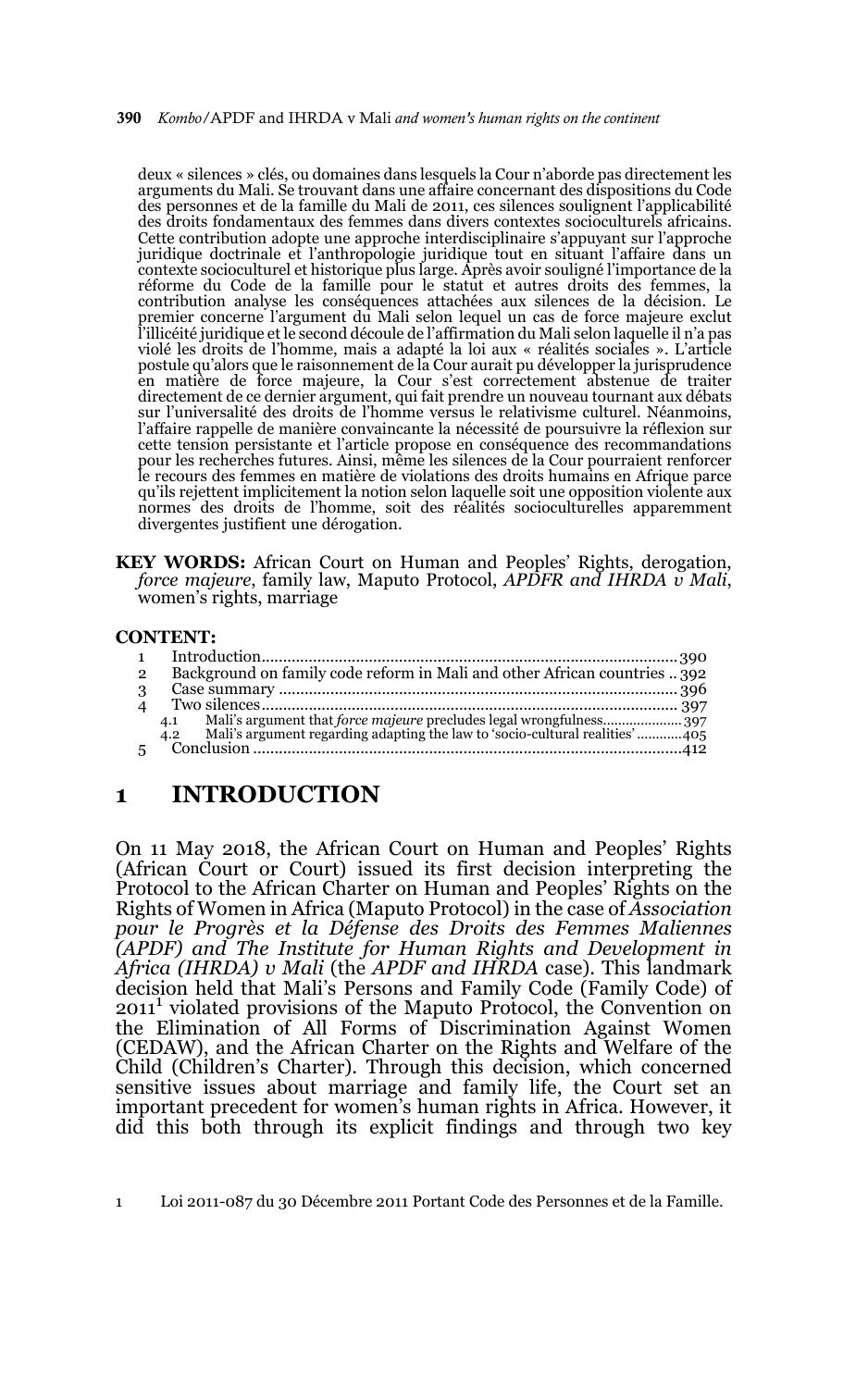deux « silences » clés, ou domaines dans lesquels la Cour n'aborde pas directement les arguments du Mali. Se trouvant dans une affaire concernant des dispositions du Code des personnes et de la famille du Mali de 2011, ces silences soulignent l'applicabilité des droits fondamentaux des femmes dans divers contextes socioculturels africains. Cette contribution adopte une approche interdisciplinaire s'appuyant sur l'approche juridique doctrinale et l'anthropologie juridique tout en situant l'affaire dans un contexte socioculturel et historique plus large. Après avoir souligné l'importance de la réforme du Code de la famille pour le statut et autres droits des femmes, la contribution analyse les conséquences attachées aux silences de la décision. Le premier concerne l'argument du Mali selon lequel un cas de force majeure exclut l'illicéité juridique et le second découle de l'affirmation du Mali selon laquelle il n'a pas violé les droits de l'homme, mais a adapté la loi aux « réalités sociales ». L'article postule qu'alors que le raisonnement de la Cour aurait pu développer la jurisprudence en matière de force majeure, la Cour s'est correctement abstenue de traiter directement de ce dernier argument, qui fait prendre un nouveau tournant aux débats sur l'universalité des droits de l'homme versus le relativisme culturel. Néanmoins, l'affaire rappelle de manière convaincante la nécessité de poursuivre la réflexion sur cette tension persistante et l'article propose en conséquence des recommandations pour les recherches futures. Ainsi, même les silences de la Cour pourraient renforcer le recours des femmes en matière de violations des droits humains en Afrique parce qu'ils rejettent implicitement la notion selon laquelle soit une opposition violente aux normes des droits de l'homme, soit des réalités socioculturelles apparemment divergentes justifient une dérogation.

**KEY WORDS:** African Court on Human and Peoples' Rights, derogation, *force majeure*, family law, Maputo Protocol, *APDFR and IHRDA v Mali*, women's rights, marriage

**CONTENT:**

1 Introduction .......... 390
2 Background on family code reform in Mali and other African countries .. 392
3 Case summary .......... 396
4 Two silences .......... 397
 4.1 Mali's argument that *force majeure* precludes legal wrongfulness .......... 397
 4.2 Mali's argument regarding adapting the law to 'socio-cultural realities' .......... 405
5 Conclusion .......... 412

# 1 INTRODUCTION

On 11 May 2018, the African Court on Human and Peoples' Rights (African Court or Court) issued its first decision interpreting the Protocol to the African Charter on Human and Peoples' Rights on the Rights of Women in Africa (Maputo Protocol) in the case of *Association pour le Progrès et la Défense des Droits des Femmes Maliennes (APDF) and The Institute for Human Rights and Development in Africa (IHRDA) v Mali* (the *APDF and IHRDA* case). This landmark decision held that Mali's Persons and Family Code (Family Code) of 2011[1] violated provisions of the Maputo Protocol, the Convention on the Elimination of All Forms of Discrimination Against Women (CEDAW), and the African Charter on the Rights and Welfare of the Child (Children's Charter). Through this decision, which concerned sensitive issues about marriage and family life, the Court set an important precedent for women's human rights in Africa. However, it did this both through its explicit findings and through two key

1 Loi 2011-087 du 30 Décembre 2011 Portant Code des Personnes et de la Famille.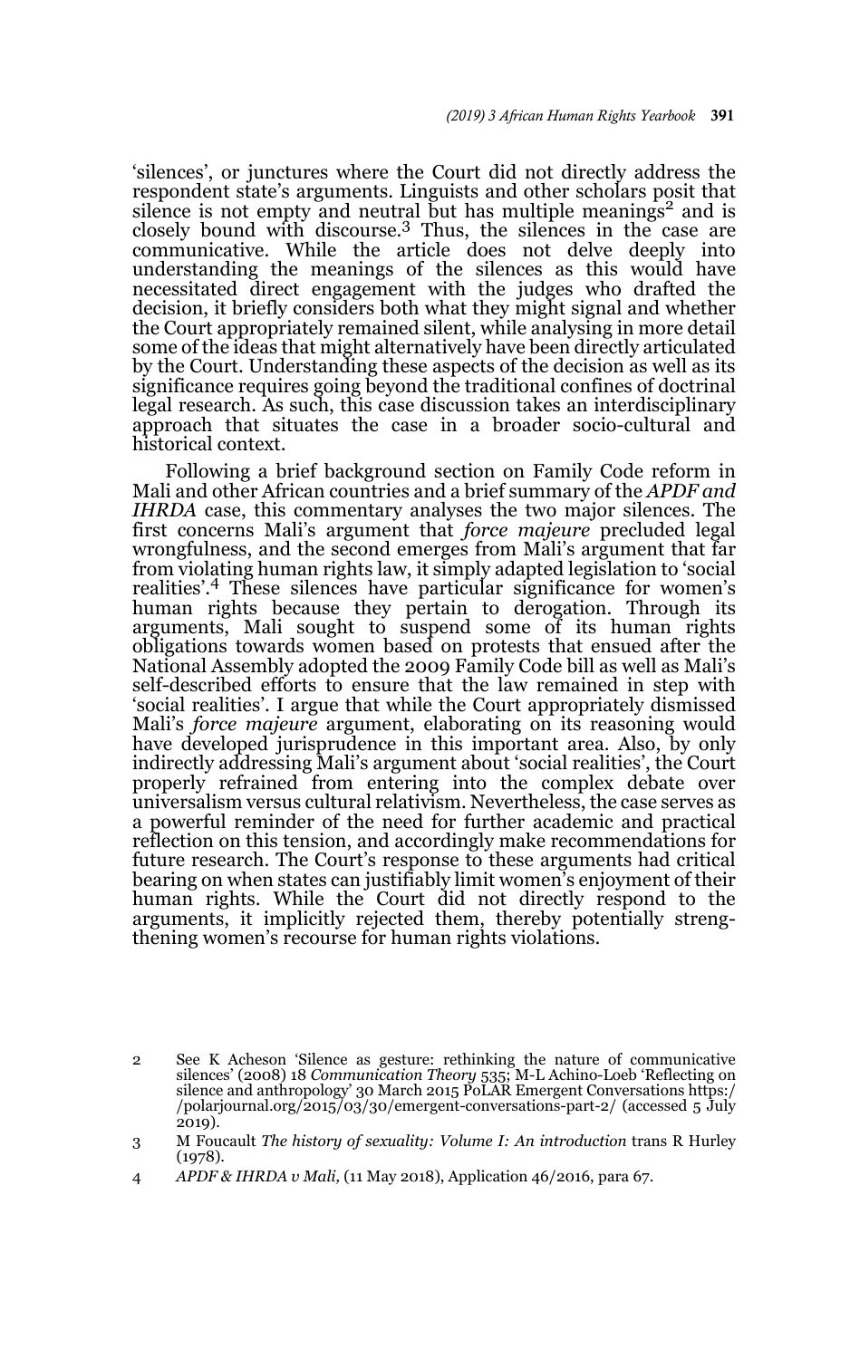'silences', or junctures where the Court did not directly address the respondent state's arguments. Linguists and other scholars posit that silence is not empty and neutral but has multiple meanings[2] and is closely bound with discourse.[3] Thus, the silences in the case are communicative. While the article does not delve deeply into understanding the meanings of the silences as this would have necessitated direct engagement with the judges who drafted the decision, it briefly considers both what they might signal and whether the Court appropriately remained silent, while analysing in more detail some of the ideas that might alternatively have been directly articulated by the Court. Understanding these aspects of the decision as well as its significance requires going beyond the traditional confines of doctrinal legal research. As such, this case discussion takes an interdisciplinary approach that situates the case in a broader socio-cultural and historical context.

Following a brief background section on Family Code reform in Mali and other African countries and a brief summary of the *APDF and IHRDA* case, this commentary analyses the two major silences. The first concerns Mali's argument that *force majeure* precluded legal wrongfulness, and the second emerges from Mali's argument that far from violating human rights law, it simply adapted legislation to 'social realities'.[4] These silences have particular significance for women's human rights because they pertain to derogation. Through its arguments, Mali sought to suspend some of its human rights obligations towards women based on protests that ensued after the National Assembly adopted the 2009 Family Code bill as well as Mali's self-described efforts to ensure that the law remained in step with 'social realities'. I argue that while the Court appropriately dismissed Mali's *force majeure* argument, elaborating on its reasoning would have developed jurisprudence in this important area. Also, by only indirectly addressing Mali's argument about 'social realities', the Court properly refrained from entering into the complex debate over universalism versus cultural relativism. Nevertheless, the case serves as a powerful reminder of the need for further academic and practical reflection on this tension, and accordingly make recommendations for future research. The Court's response to these arguments had critical bearing on when states can justifiably limit women's enjoyment of their human rights. While the Court did not directly respond to the arguments, it implicitly rejected them, thereby potentially strengthening women's recourse for human rights violations.

---

2 See K Acheson 'Silence as gesture: rethinking the nature of communicative silences' (2008) 18 *Communication Theory* 535; M-L Achino-Loeb 'Reflecting on silence and anthropology' 30 March 2015 PoLAR Emergent Conversations https://polarjournal.org/2015/03/30/emergent-conversations-part-2/ (accessed 5 July 2019).

3 M Foucault *The history of sexuality: Volume I: An introduction* trans R Hurley (1978).

4 *APDF & IHRDA v Mali,* (11 May 2018), Application 46/2016, para 67.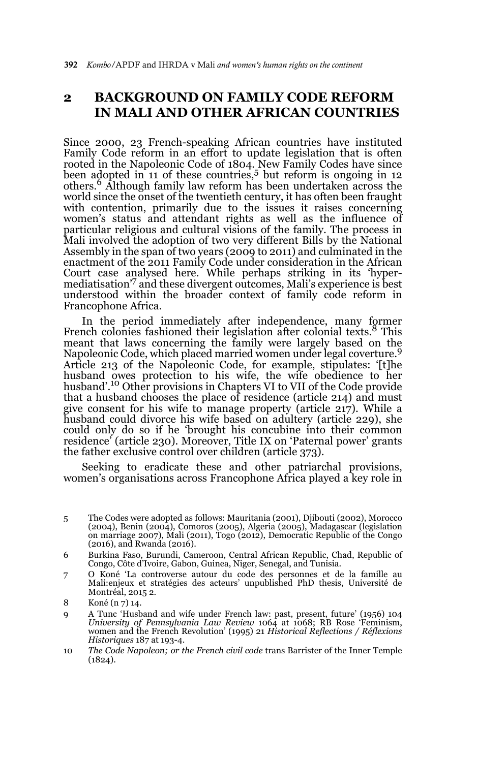## 2 BACKGROUND ON FAMILY CODE REFORM IN MALI AND OTHER AFRICAN COUNTRIES

Since 2000, 23 French-speaking African countries have instituted Family Code reform in an effort to update legislation that is often rooted in the Napoleonic Code of 1804. New Family Codes have since been adopted in 11 of these countries,[5] but reform is ongoing in 12 others.[6] Although family law reform has been undertaken across the world since the onset of the twentieth century, it has often been fraught with contention, primarily due to the issues it raises concerning women's status and attendant rights as well as the influence of particular religious and cultural visions of the family. The process in Mali involved the adoption of two very different Bills by the National Assembly in the span of two years (2009 to 2011) and culminated in the enactment of the 2011 Family Code under consideration in the African Court case analysed here. While perhaps striking in its 'hyper-mediatisation'[7] and these divergent outcomes, Mali's experience is best understood within the broader context of family code reform in Francophone Africa.

In the period immediately after independence, many former French colonies fashioned their legislation after colonial texts.[8] This meant that laws concerning the family were largely based on the Napoleonic Code, which placed married women under legal coverture.[9] Article 213 of the Napoleonic Code, for example, stipulates: '[t]he husband owes protection to his wife, the wife obedience to her husband'.[10] Other provisions in Chapters VI to VII of the Code provide that a husband chooses the place of residence (article 214) and must give consent for his wife to manage property (article 217). While a husband could divorce his wife based on adultery (article 229), she could only do so if he 'brought his concubine into their common residence' (article 230). Moreover, Title IX on 'Paternal power' grants the father exclusive control over children (article 373).

Seeking to eradicate these and other patriarchal provisions, women's organisations across Francophone Africa played a key role in

---

5 The Codes were adopted as follows: Mauritania (2001), Djibouti (2002), Morocco (2004), Benin (2004), Comoros (2005), Algeria (2005), Madagascar (legislation on marriage 2007), Mali (2011), Togo (2012), Democratic Republic of the Congo (2016), and Rwanda (2016).

6 Burkina Faso, Burundi, Cameroon, Central African Republic, Chad, Republic of Congo, Côte d'Ivoire, Gabon, Guinea, Niger, Senegal, and Tunisia.

7 O Koné 'La controverse autour du code des personnes et de la famille au Mali:enjeux et stratégies des acteurs' unpublished PhD thesis, Université de Montréal, 2015 2.

8 Koné (n 7) 14.

9 A Tunc 'Husband and wife under French law: past, present, future' (1956) 104 *University of Pennsylvania Law Review* 1064 at 1068; RB Rose 'Feminism, women and the French Revolution' (1995) 21 *Historical Reflections / Réflexions Historiques* 187 at 193-4.

10 *The Code Napoleon; or the French civil code* trans Barrister of the Inner Temple (1824).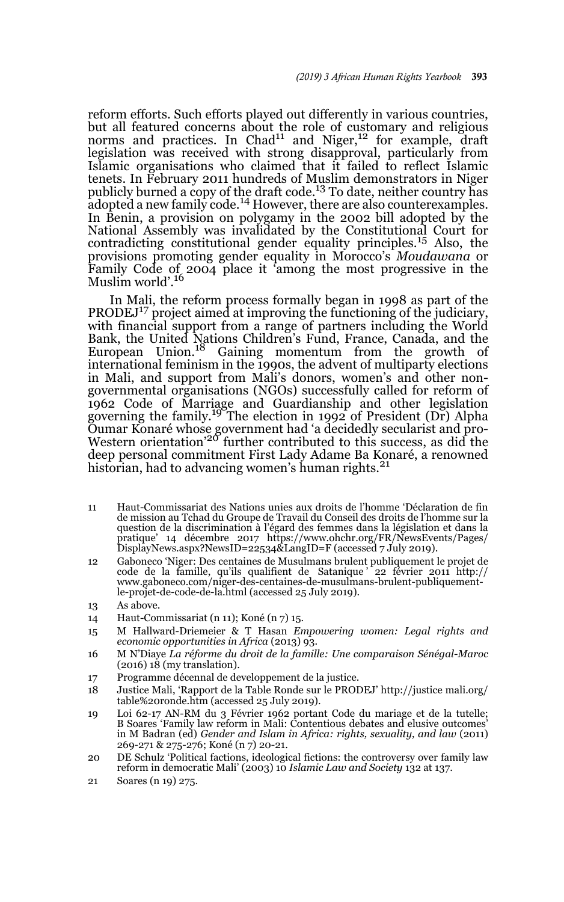reform efforts. Such efforts played out differently in various countries, but all featured concerns about the role of customary and religious norms and practices. In Chad[11] and Niger,[12] for example, draft legislation was received with strong disapproval, particularly from Islamic organisations who claimed that it failed to reflect Islamic tenets. In February 2011 hundreds of Muslim demonstrators in Niger publicly burned a copy of the draft code.[13] To date, neither country has adopted a new family code.[14] However, there are also counterexamples. In Benin, a provision on polygamy in the 2002 bill adopted by the National Assembly was invalidated by the Constitutional Court for contradicting constitutional gender equality principles.[15] Also, the provisions promoting gender equality in Morocco's *Moudawana* or Family Code of 2004 place it 'among the most progressive in the Muslim world'.[16]

In Mali, the reform process formally began in 1998 as part of the PRODEJ[17] project aimed at improving the functioning of the judiciary, with financial support from a range of partners including the World Bank, the United Nations Children's Fund, France, Canada, and the European Union.[18] Gaining momentum from the growth of international feminism in the 1990s, the advent of multiparty elections in Mali, and support from Mali's donors, women's and other non-governmental organisations (NGOs) successfully called for reform of 1962 Code of Marriage and Guardianship and other legislation governing the family.[19] The election in 1992 of President (Dr) Alpha Oumar Konaré whose government had 'a decidedly secularist and pro-Western orientation'[20] further contributed to this success, as did the deep personal commitment First Lady Adame Ba Konaré, a renowned historian, had to advancing women's human rights.[21]

11 Haut-Commissariat des Nations unies aux droits de l'homme 'Déclaration de fin de mission au Tchad du Groupe de Travail du Conseil des droits de l'homme sur la question de la discrimination à l'égard des femmes dans la législation et dans la pratique' 14 décembre 2017 https://www.ohchr.org/FR/NewsEvents/Pages/DisplayNews.aspx?NewsID=22534&LangID=F (accessed 7 July 2019).

12 Gaboneco 'Niger: Des centaines de Musulmans brulent publiquement le projet de code de la famille, qu'ils qualifient de Satanique' 22 février 2011 http://www.gaboneco.com/niger-des-centaines-de-musulmans-brulent-publiquement-le-projet-de-code-de-la.html (accessed 25 July 2019).

13 As above.

14 Haut-Commissariat (n 11); Koné (n 7) 15.

15 M Hallward-Driemeier & T Hasan *Empowering women: Legal rights and economic opportunities in Africa* (2013) 93.

16 M N'Diaye *La réforme du droit de la famille: Une comparaison Sénégal-Maroc* (2016) 18 (my translation).

17 Programme décennal de developpement de la justice.

18 Justice Mali, 'Rapport de la Table Ronde sur le PRODEJ' http://justice mali.org/table%20ronde.htm (accessed 25 July 2019).

19 Loi 62-17 AN-RM du 3 Février 1962 portant Code du mariage et de la tutelle; B Soares 'Family law reform in Mali: Contentious debates and elusive outcomes' in M Badran (ed) *Gender and Islam in Africa: rights, sexuality, and law* (2011) 269-271 & 275-276; Koné (n 7) 20-21.

20 DE Schulz 'Political factions, ideological fictions: the controversy over family law reform in democratic Mali' (2003) 10 *Islamic Law and Society* 132 at 137.

21 Soares (n 19) 275.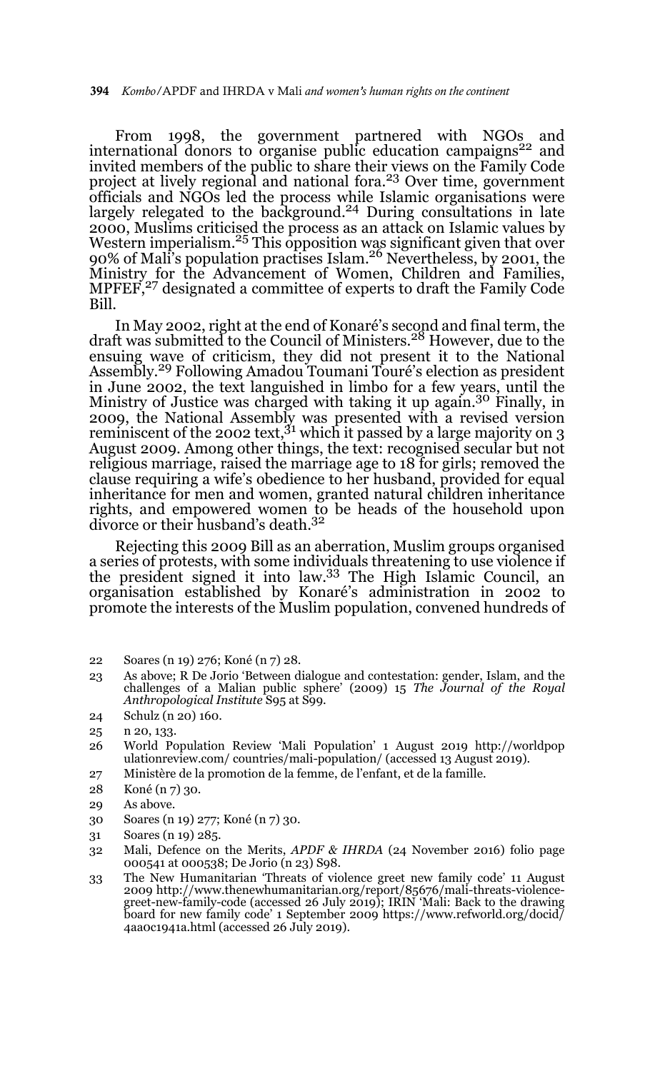From 1998, the government partnered with NGOs and international donors to organise public education campaigns[22] and invited members of the public to share their views on the Family Code project at lively regional and national fora.[23] Over time, government officials and NGOs led the process while Islamic organisations were largely relegated to the background.[24] During consultations in late 2000, Muslims criticised the process as an attack on Islamic values by Western imperialism.[25] This opposition was significant given that over 90% of Mali's population practises Islam.[26] Nevertheless, by 2001, the Ministry for the Advancement of Women, Children and Families, MPFEF,[27] designated a committee of experts to draft the Family Code Bill.

In May 2002, right at the end of Konaré's second and final term, the draft was submitted to the Council of Ministers.[28] However, due to the ensuing wave of criticism, they did not present it to the National Assembly.[29] Following Amadou Toumani Touré's election as president in June 2002, the text languished in limbo for a few years, until the Ministry of Justice was charged with taking it up again.[30] Finally, in 2009, the National Assembly was presented with a revised version reminiscent of the 2002 text,[31] which it passed by a large majority on 3 August 2009. Among other things, the text: recognised secular but not religious marriage, raised the marriage age to 18 for girls; removed the clause requiring a wife's obedience to her husband, provided for equal inheritance for men and women, granted natural children inheritance rights, and empowered women to be heads of the household upon divorce or their husband's death.[32]

Rejecting this 2009 Bill as an aberration, Muslim groups organised a series of protests, with some individuals threatening to use violence if the president signed it into law.[33] The High Islamic Council, an organisation established by Konaré's administration in 2002 to promote the interests of the Muslim population, convened hundreds of

22 Soares (n 19) 276; Koné (n 7) 28.

23 As above; R De Jorio 'Between dialogue and contestation: gender, Islam, and the challenges of a Malian public sphere' (2009) 15 *The Journal of the Royal Anthropological Institute* S95 at S99.

24 Schulz (n 20) 160.

25 n 20, 133.

26 World Population Review 'Mali Population' 1 August 2019 http://worldpopulationreview.com/ countries/mali-population/ (accessed 13 August 2019).

27 Ministère de la promotion de la femme, de l'enfant, et de la famille.

28 Koné (n 7) 30.

29 As above.

30 Soares (n 19) 277; Koné (n 7) 30.

31 Soares (n 19) 285.

32 Mali, Defence on the Merits, *APDF & IHRDA* (24 November 2016) folio page 000541 at 000538; De Jorio (n 23) S98.

33 The New Humanitarian 'Threats of violence greet new family code' 11 August 2009 http://www.thenewhumanitarian.org/report/85676/mali-threats-violence-greet-new-family-code (accessed 26 July 2019); IRIN 'Mali: Back to the drawing board for new family code' 1 September 2009 https://www.refworld.org/docid/4aa0c1941a.html (accessed 26 July 2019).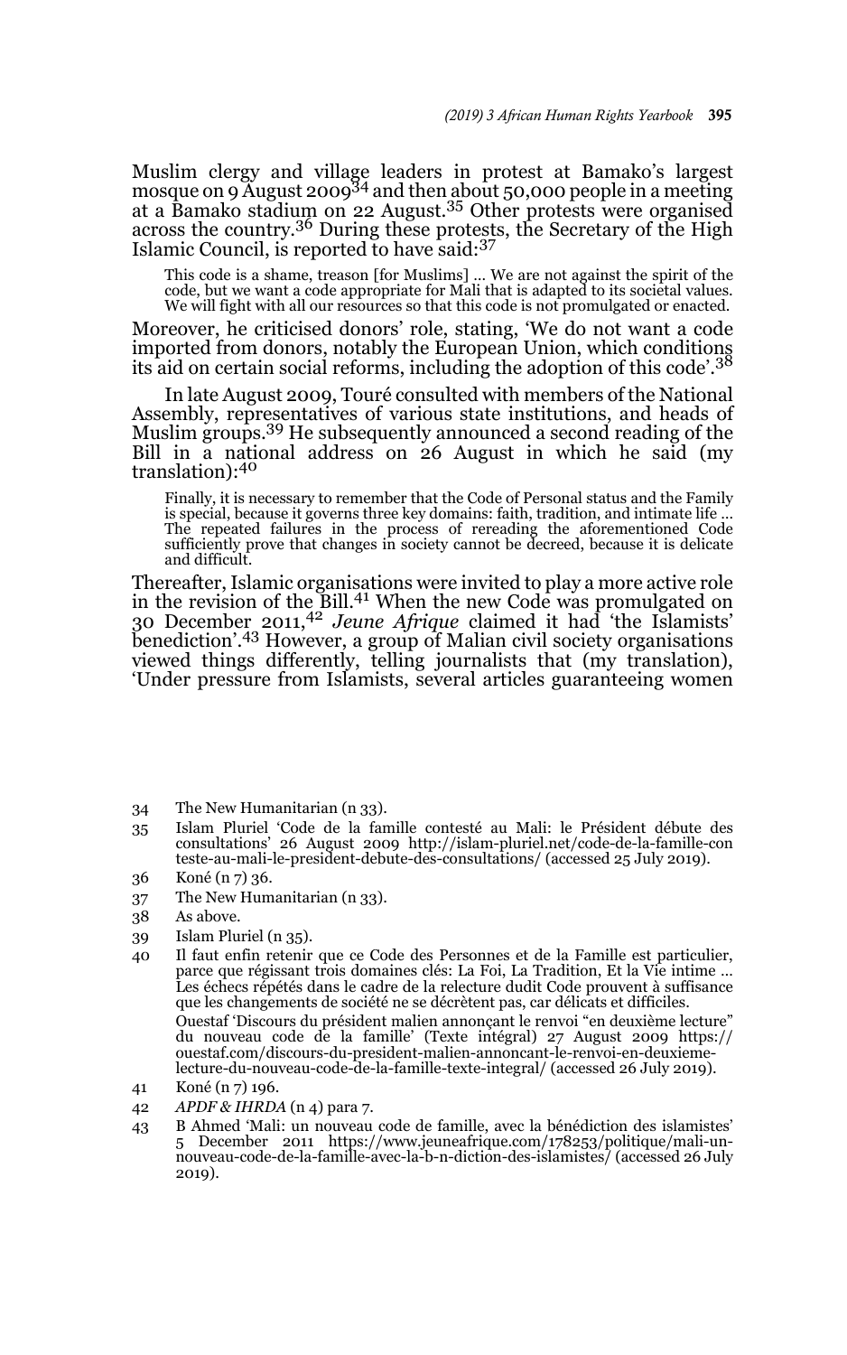Muslim clergy and village leaders in protest at Bamako's largest mosque on 9 August 2009[34] and then about 50,000 people in a meeting at a Bamako stadium on 22 August.[35] Other protests were organised across the country.[36] During these protests, the Secretary of the High Islamic Council, is reported to have said:[37]

> This code is a shame, treason [for Muslims] … We are not against the spirit of the code, but we want a code appropriate for Mali that is adapted to its societal values. We will fight with all our resources so that this code is not promulgated or enacted.

Moreover, he criticised donors' role, stating, 'We do not want a code imported from donors, notably the European Union, which conditions its aid on certain social reforms, including the adoption of this code'.[38]

In late August 2009, Touré consulted with members of the National Assembly, representatives of various state institutions, and heads of Muslim groups.[39] He subsequently announced a second reading of the Bill in a national address on 26 August in which he said (my translation):[40]

> Finally, it is necessary to remember that the Code of Personal status and the Family is special, because it governs three key domains: faith, tradition, and intimate life … The repeated failures in the process of rereading the aforementioned Code sufficiently prove that changes in society cannot be decreed, because it is delicate and difficult.

Thereafter, Islamic organisations were invited to play a more active role in the revision of the Bill.[41] When the new Code was promulgated on 30 December 2011,[42] *Jeune Afrique* claimed it had 'the Islamists' benediction'.[43] However, a group of Malian civil society organisations viewed things differently, telling journalists that (my translation), 'Under pressure from Islamists, several articles guaranteeing women

---

34 The New Humanitarian (n 33).

35 Islam Pluriel 'Code de la famille contesté au Mali: le Président débute des consultations' 26 August 2009 http://islam-pluriel.net/code-de-la-famille-conteste-au-mali-le-president-debute-des-consultations/ (accessed 25 July 2019).

36 Koné (n 7) 36.

37 The New Humanitarian (n 33).

38 As above.

39 Islam Pluriel (n 35).

40 Il faut enfin retenir que ce Code des Personnes et de la Famille est particulier, parce que régissant trois domaines clés: La Foi, La Tradition, Et la Vie intime … Les échecs répétés dans le cadre de la relecture dudit Code prouvent à suffisance que les changements de société ne se décrètent pas, car délicats et difficiles. Ouestaf 'Discours du président malien annonçant le renvoi "en deuxième lecture" du nouveau code de la famille' (Texte intégral) 27 August 2009 https://ouestaf.com/discours-du-president-malien-annoncant-le-renvoi-en-deuxieme-lecture-du-nouveau-code-de-la-famille-texte-integral/ (accessed 26 July 2019).

41 Koné (n 7) 196.

42 *APDF & IHRDA* (n 4) para 7.

43 B Ahmed 'Mali: un nouveau code de famille, avec la bénédiction des islamistes' 5 December 2011 https://www.jeuneafrique.com/178253/politique/mali-un-nouveau-code-de-la-famille-avec-la-b-n-diction-des-islamistes/ (accessed 26 July 2019).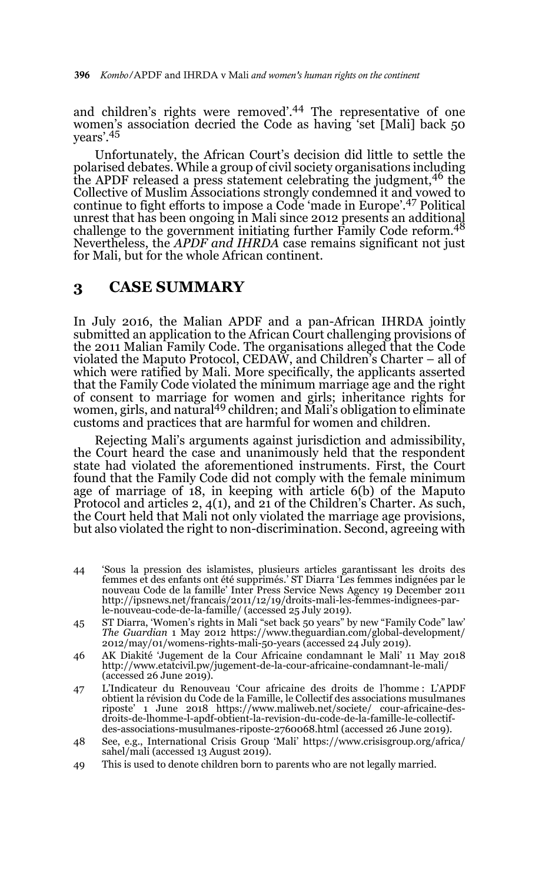and children's rights were removed'.[44] The representative of one women's association decried the Code as having 'set [Mali] back 50 years'.[45]

Unfortunately, the African Court's decision did little to settle the polarised debates. While a group of civil society organisations including the APDF released a press statement celebrating the judgment,[46] the Collective of Muslim Associations strongly condemned it and vowed to continue to fight efforts to impose a Code 'made in Europe'.[47] Political unrest that has been ongoing in Mali since 2012 presents an additional challenge to the government initiating further Family Code reform.[48] Nevertheless, the *APDF and IHRDA* case remains significant not just for Mali, but for the whole African continent.

## 3 CASE SUMMARY

In July 2016, the Malian APDF and a pan-African IHRDA jointly submitted an application to the African Court challenging provisions of the 2011 Malian Family Code. The organisations alleged that the Code violated the Maputo Protocol, CEDAW, and Children's Charter – all of which were ratified by Mali. More specifically, the applicants asserted that the Family Code violated the minimum marriage age and the right of consent to marriage for women and girls; inheritance rights for women, girls, and natural[49] children; and Mali's obligation to eliminate customs and practices that are harmful for women and children.

Rejecting Mali's arguments against jurisdiction and admissibility, the Court heard the case and unanimously held that the respondent state had violated the aforementioned instruments. First, the Court found that the Family Code did not comply with the female minimum age of marriage of 18, in keeping with article 6(b) of the Maputo Protocol and articles 2, 4(1), and 21 of the Children's Charter. As such, the Court held that Mali not only violated the marriage age provisions, but also violated the right to non-discrimination. Second, agreeing with

---

44 'Sous la pression des islamistes, plusieurs articles garantissant les droits des femmes et des enfants ont été supprimés.' ST Diarra 'Les femmes indignées par le nouveau Code de la famille' Inter Press Service News Agency 19 December 2011 http://ipsnews.net/francais/2011/12/19/droits-mali-les-femmes-indignees-par-le-nouveau-code-de-la-famille/ (accessed 25 July 2019).

45 ST Diarra, 'Women's rights in Mali "set back 50 years" by new "Family Code" law' *The Guardian* 1 May 2012 https://www.theguardian.com/global-development/2012/may/01/womens-rights-mali-50-years (accessed 24 July 2019).

46 AK Diakité 'Jugement de la Cour Africaine condamnant le Mali' 11 May 2018 http://www.etatcivil.pw/jugement-de-la-cour-africaine-condamnant-le-mali/ (accessed 26 June 2019).

47 L'Indicateur du Renouveau 'Cour africaine des droits de l'homme : L'APDF obtient la révision du Code de la Famille, le Collectif des associations musulmanes riposte' 1 June 2018 https://www.maliweb.net/societe/ cour-africaine-des-droits-de-lhomme-l-apdf-obtient-la-revision-du-code-de-la-famille-le-collectif-des-associations-musulmanes-riposte-2760068.html (accessed 26 June 2019).

48 See, e.g., International Crisis Group 'Mali' https://www.crisisgroup.org/africa/sahel/mali (accessed 13 August 2019).

49 This is used to denote children born to parents who are not legally married.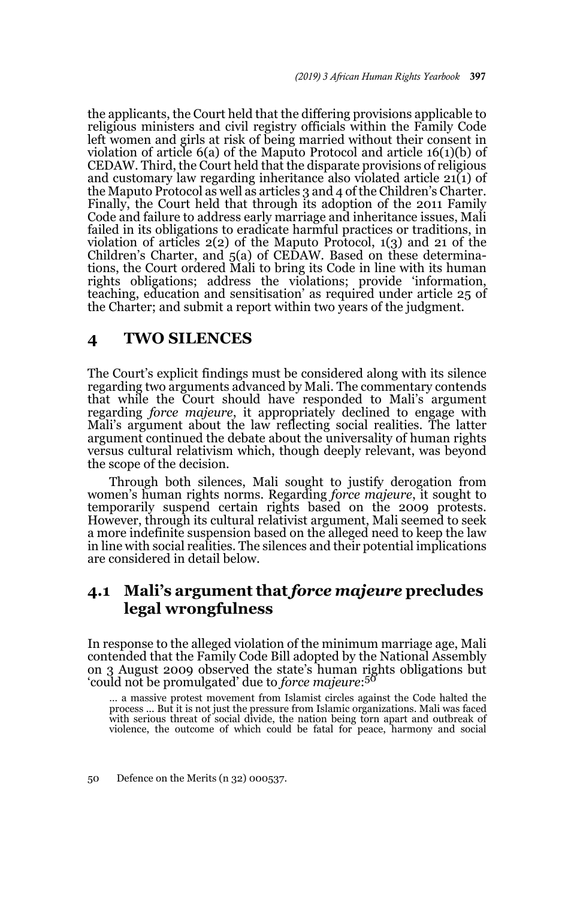the applicants, the Court held that the differing provisions applicable to religious ministers and civil registry officials within the Family Code left women and girls at risk of being married without their consent in violation of article 6(a) of the Maputo Protocol and article 16(1)(b) of CEDAW. Third, the Court held that the disparate provisions of religious and customary law regarding inheritance also violated article 21(1) of the Maputo Protocol as well as articles 3 and 4 of the Children's Charter. Finally, the Court held that through its adoption of the 2011 Family Code and failure to address early marriage and inheritance issues, Mali failed in its obligations to eradicate harmful practices or traditions, in violation of articles 2(2) of the Maputo Protocol, 1(3) and 21 of the Children's Charter, and 5(a) of CEDAW. Based on these determinations, the Court ordered Mali to bring its Code in line with its human rights obligations; address the violations; provide 'information, teaching, education and sensitisation' as required under article 25 of the Charter; and submit a report within two years of the judgment.

## 4 TWO SILENCES

The Court's explicit findings must be considered along with its silence regarding two arguments advanced by Mali. The commentary contends that while the Court should have responded to Mali's argument regarding *force majeure*, it appropriately declined to engage with Mali's argument about the law reflecting social realities. The latter argument continued the debate about the universality of human rights versus cultural relativism which, though deeply relevant, was beyond the scope of the decision.

Through both silences, Mali sought to justify derogation from women's human rights norms. Regarding *force majeure*, it sought to temporarily suspend certain rights based on the 2009 protests. However, through its cultural relativist argument, Mali seemed to seek a more indefinite suspension based on the alleged need to keep the law in line with social realities. The silences and their potential implications are considered in detail below.

### 4.1 Mali's argument that *force majeure* precludes legal wrongfulness

In response to the alleged violation of the minimum marriage age, Mali contended that the Family Code Bill adopted by the National Assembly on 3 August 2009 observed the state's human rights obligations but 'could not be promulgated' due to *force majeure*:[50]

> ... a massive protest movement from Islamist circles against the Code halted the process ... But it is not just the pressure from Islamic organizations. Mali was faced with serious threat of social divide, the nation being torn apart and outbreak of violence, the outcome of which could be fatal for peace, harmony and social

50 Defence on the Merits (n 32) 000537.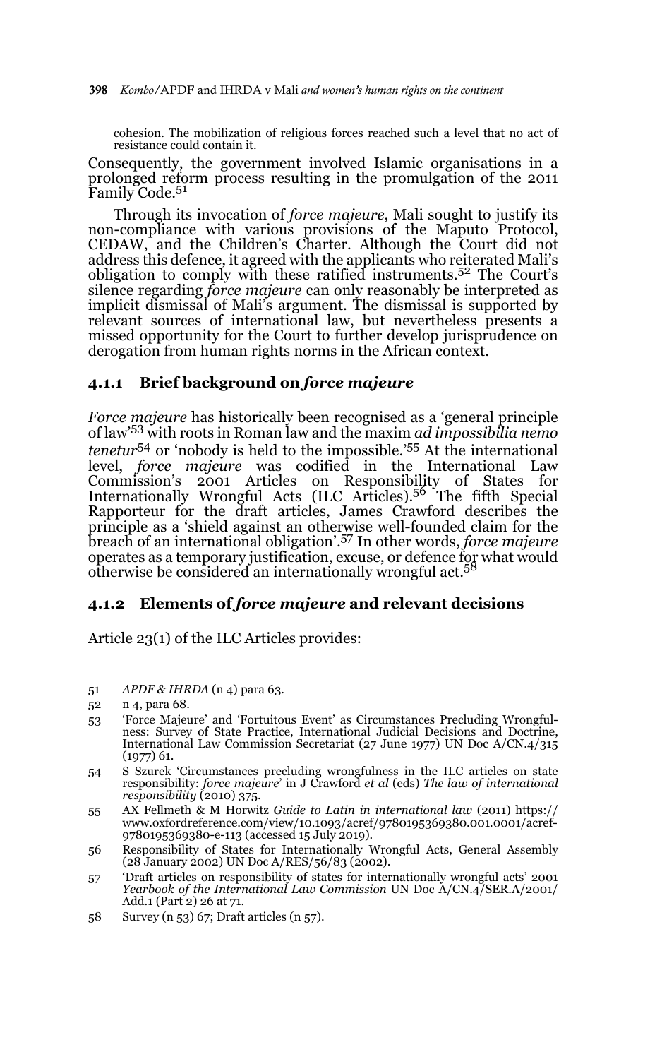cohesion. The mobilization of religious forces reached such a level that no act of resistance could contain it.

Consequently, the government involved Islamic organisations in a prolonged reform process resulting in the promulgation of the 2011 Family Code.[51]

Through its invocation of *force majeure*, Mali sought to justify its non-compliance with various provisions of the Maputo Protocol, CEDAW, and the Children's Charter. Although the Court did not address this defence, it agreed with the applicants who reiterated Mali's obligation to comply with these ratified instruments.[52] The Court's silence regarding *force majeure* can only reasonably be interpreted as implicit dismissal of Mali's argument. The dismissal is supported by relevant sources of international law, but nevertheless presents a missed opportunity for the Court to further develop jurisprudence on derogation from human rights norms in the African context.

### 4.1.1 Brief background on *force majeure*

*Force majeure* has historically been recognised as a 'general principle of law'[53] with roots in Roman law and the maxim *ad impossibilia nemo tenetur*[54] or 'nobody is held to the impossible.'[55] At the international level, *force majeure* was codified in the International Law Commission's 2001 Articles on Responsibility of States for Internationally Wrongful Acts (ILC Articles).[56] The fifth Special Rapporteur for the draft articles, James Crawford describes the principle as a 'shield against an otherwise well-founded claim for the breach of an international obligation'.[57] In other words, *force majeure* operates as a temporary justification, excuse, or defence for what would otherwise be considered an internationally wrongful act.[58]

### 4.1.2 Elements of *force majeure* and relevant decisions

Article 23(1) of the ILC Articles provides:

---

51 *APDF & IHRDA* (n 4) para 63.

52 n 4, para 68.

53 'Force Majeure' and 'Fortuitous Event' as Circumstances Precluding Wrongfulness: Survey of State Practice, International Judicial Decisions and Doctrine, International Law Commission Secretariat (27 June 1977) UN Doc A/CN.4/315 (1977) 61.

54 S Szurek 'Circumstances precluding wrongfulness in the ILC articles on state responsibility: *force majeure*' in J Crawford *et al* (eds) *The law of international responsibility* (2010) 375.

55 AX Fellmeth & M Horwitz *Guide to Latin in international law* (2011) https://www.oxfordreference.com/view/10.1093/acref/9780195369380.001.0001/acref-9780195369380-e-113 (accessed 15 July 2019).

56 Responsibility of States for Internationally Wrongful Acts, General Assembly (28 January 2002) UN Doc A/RES/56/83 (2002).

57 'Draft articles on responsibility of states for internationally wrongful acts' 2001 *Yearbook of the International Law Commission* UN Doc A/CN.4/SER.A/2001/Add.1 (Part 2) 26 at 71.

58 Survey (n 53) 67; Draft articles (n 57).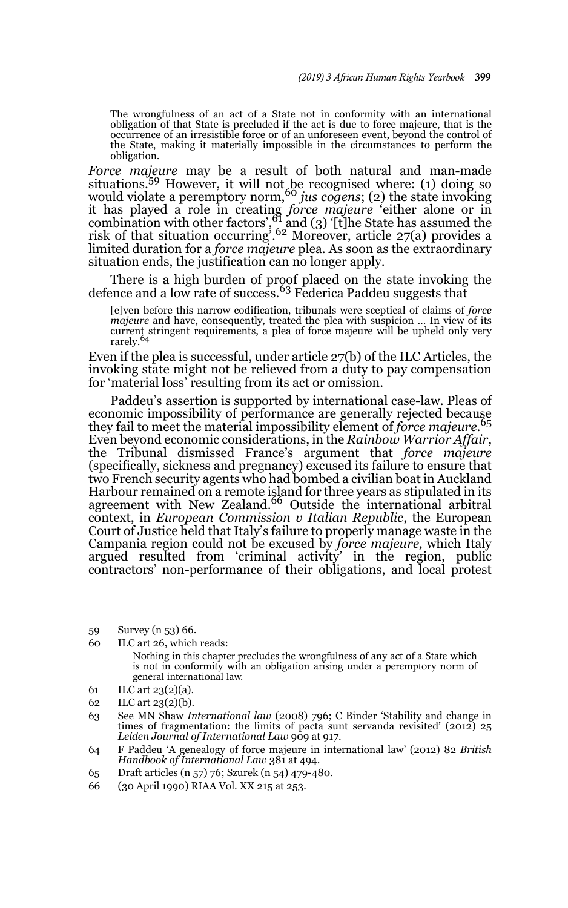> The wrongfulness of an act of a State not in conformity with an international obligation of that State is precluded if the act is due to force majeure, that is the occurrence of an irresistible force or of an unforeseen event, beyond the control of the State, making it materially impossible in the circumstances to perform the obligation.

*Force majeure* may be a result of both natural and man-made situations.[59] However, it will not be recognised where: (1) doing so would violate a peremptory norm,[60] *jus cogens*; (2) the state invoking it has played a role in creating *force majeure* 'either alone or in combination with other factors',[61] and (3) '[t]he State has assumed the risk of that situation occurring'.[62] Moreover, article 27(a) provides a limited duration for a *force majeure* plea. As soon as the extraordinary situation ends, the justification can no longer apply.

There is a high burden of proof placed on the state invoking the defence and a low rate of success.[63] Federica Paddeu suggests that

> [e]ven before this narrow codification, tribunals were sceptical of claims of *force majeure* and have, consequently, treated the plea with suspicion … In view of its current stringent requirements, a plea of force majeure will be upheld only very rarely.[64]

Even if the plea is successful, under article 27(b) of the ILC Articles, the invoking state might not be relieved from a duty to pay compensation for 'material loss' resulting from its act or omission.

Paddeu's assertion is supported by international case-law. Pleas of economic impossibility of performance are generally rejected because they fail to meet the material impossibility element of *force majeure*.[65] Even beyond economic considerations, in the *Rainbow Warrior Affair*, the Tribunal dismissed France's argument that *force majeure* (specifically, sickness and pregnancy) excused its failure to ensure that two French security agents who had bombed a civilian boat in Auckland Harbour remained on a remote island for three years as stipulated in its agreement with New Zealand.[66] Outside the international arbitral context, in *European Commission v Italian Republic*, the European Court of Justice held that Italy's failure to properly manage waste in the Campania region could not be excused by *force majeure,* which Italy argued resulted from 'criminal activity' in the region, public contractors' non-performance of their obligations, and local protest

---

59 Survey (n 53) 66.

60 ILC art 26, which reads:

> Nothing in this chapter precludes the wrongfulness of any act of a State which is not in conformity with an obligation arising under a peremptory norm of general international law.

61 ILC art 23(2)(a).

62 ILC art 23(2)(b).

63 See MN Shaw *International law* (2008) 796; C Binder 'Stability and change in times of fragmentation: the limits of pacta sunt servanda revisited' (2012) 25 *Leiden Journal of International Law* 909 at 917.

64 F Paddeu 'A genealogy of force majeure in international law' (2012) 82 *British Handbook of International Law* 381 at 494.

65 Draft articles (n 57) 76; Szurek (n 54) 479-480.

66 (30 April 1990) RIAA Vol. XX 215 at 253.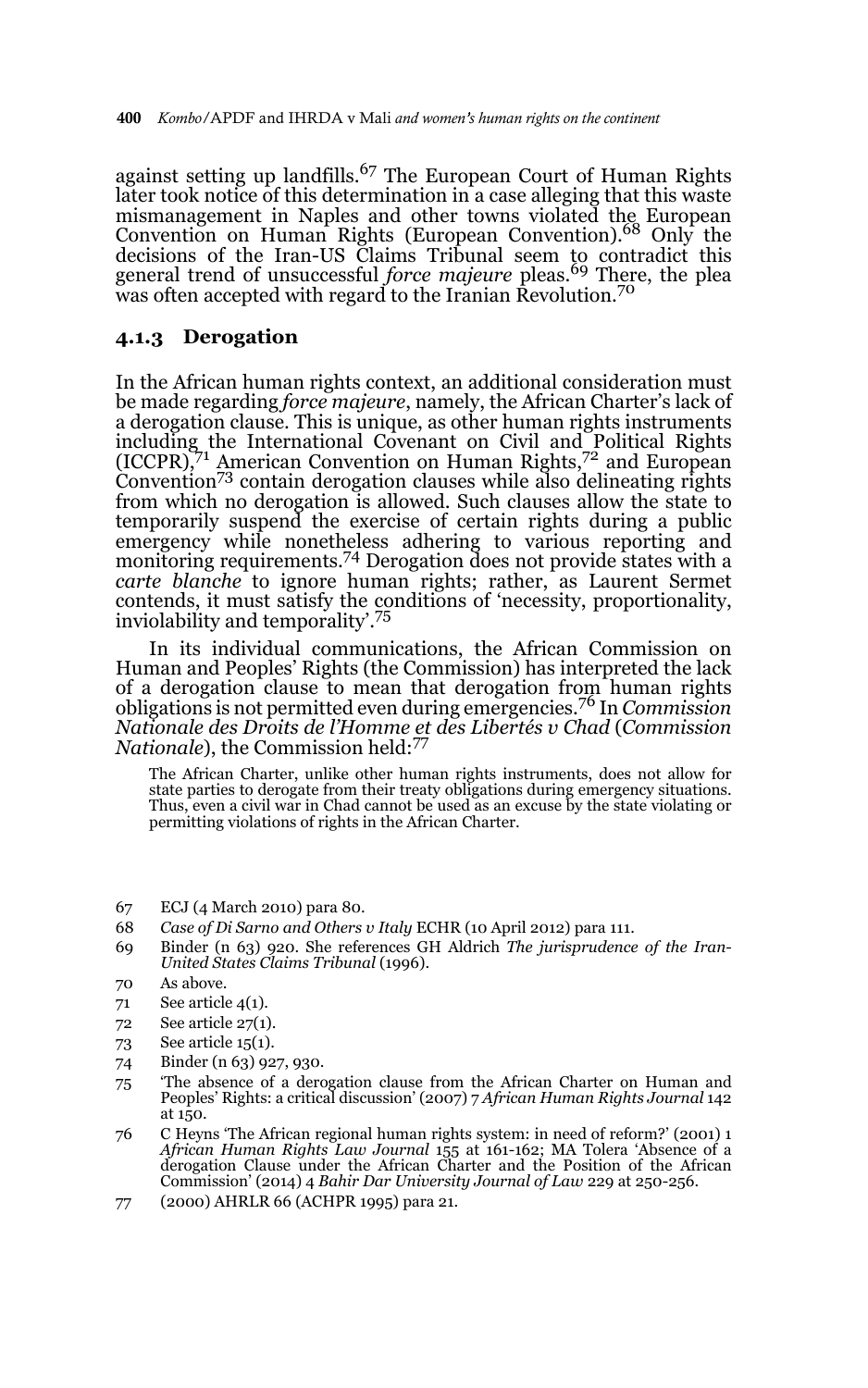against setting up landfills.[67] The European Court of Human Rights later took notice of this determination in a case alleging that this waste mismanagement in Naples and other towns violated the European Convention on Human Rights (European Convention).[68] Only the decisions of the Iran-US Claims Tribunal seem to contradict this general trend of unsuccessful *force majeure* pleas.[69] There, the plea was often accepted with regard to the Iranian Revolution.[70]

### 4.1.3 Derogation

In the African human rights context, an additional consideration must be made regarding *force majeure*, namely, the African Charter's lack of a derogation clause. This is unique, as other human rights instruments including the International Covenant on Civil and Political Rights (ICCPR),[71] American Convention on Human Rights,[72] and European Convention[73] contain derogation clauses while also delineating rights from which no derogation is allowed. Such clauses allow the state to temporarily suspend the exercise of certain rights during a public emergency while nonetheless adhering to various reporting and monitoring requirements.[74] Derogation does not provide states with a *carte blanche* to ignore human rights; rather, as Laurent Sermet contends, it must satisfy the conditions of 'necessity, proportionality, inviolability and temporality'.[75]

In its individual communications, the African Commission on Human and Peoples' Rights (the Commission) has interpreted the lack of a derogation clause to mean that derogation from human rights obligations is not permitted even during emergencies.[76] In *Commission Nationale des Droits de l'Homme et des Libertés v Chad* (*Commission Nationale*), the Commission held:[77]

> The African Charter, unlike other human rights instruments, does not allow for state parties to derogate from their treaty obligations during emergency situations. Thus, even a civil war in Chad cannot be used as an excuse by the state violating or permitting violations of rights in the African Charter.

67 ECJ (4 March 2010) para 80.

68 *Case of Di Sarno and Others v Italy* ECHR (10 April 2012) para 111.

69 Binder (n 63) 920. She references GH Aldrich *The jurisprudence of the Iran-United States Claims Tribunal* (1996).

70 As above.

71 See article 4(1).

72 See article 27(1).

73 See article 15(1).

74 Binder (n 63) 927, 930.

75 'The absence of a derogation clause from the African Charter on Human and Peoples' Rights: a critical discussion' (2007) 7 *African Human Rights Journal* 142 at 150.

76 C Heyns 'The African regional human rights system: in need of reform?' (2001) 1 *African Human Rights Law Journal* 155 at 161-162; MA Tolera 'Absence of a derogation Clause under the African Charter and the Position of the African Commission' (2014) 4 *Bahir Dar University Journal of Law* 229 at 250-256.

77 (2000) AHRLR 66 (ACHPR 1995) para 21.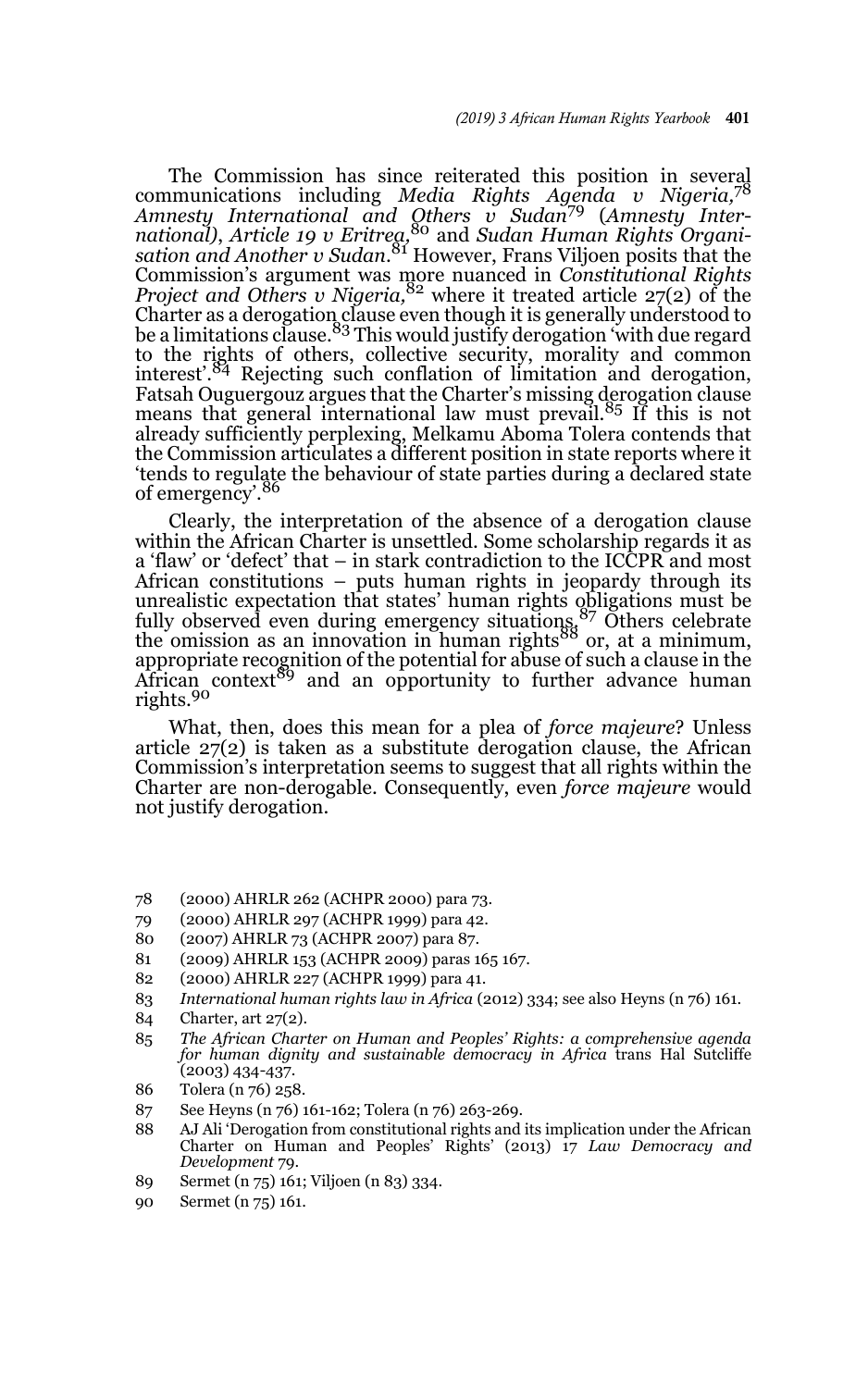The Commission has since reiterated this position in several communications including *Media Rights Agenda v Nigeria,*[78] *Amnesty International and Others v Sudan*[79] (*Amnesty International*), *Article 19 v Eritrea,*[80] and *Sudan Human Rights Organisation and Another v Sudan*.[81] However, Frans Viljoen posits that the Commission's argument was more nuanced in *Constitutional Rights Project and Others v Nigeria,*[82] where it treated article 27(2) of the Charter as a derogation clause even though it is generally understood to be a limitations clause.[83] This would justify derogation 'with due regard to the rights of others, collective security, morality and common interest'.[84] Rejecting such conflation of limitation and derogation, Fatsah Ouguergouz argues that the Charter's missing derogation clause means that general international law must prevail.[85] If this is not already sufficiently perplexing, Melkamu Aboma Tolera contends that the Commission articulates a different position in state reports where it 'tends to regulate the behaviour of state parties during a declared state of emergency'.[86]

Clearly, the interpretation of the absence of a derogation clause within the African Charter is unsettled. Some scholarship regards it as a 'flaw' or 'defect' that – in stark contradiction to the ICCPR and most African constitutions – puts human rights in jeopardy through its unrealistic expectation that states' human rights obligations must be fully observed even during emergency situations.[87] Others celebrate the omission as an innovation in human rights[88] or, at a minimum, appropriate recognition of the potential for abuse of such a clause in the African context[89] and an opportunity to further advance human rights.[90]

What, then, does this mean for a plea of *force majeure*? Unless article 27(2) is taken as a substitute derogation clause, the African Commission's interpretation seems to suggest that all rights within the Charter are non-derogable. Consequently, even *force majeure* would not justify derogation.

78 (2000) AHRLR 262 (ACHPR 2000) para 73.

79 (2000) AHRLR 297 (ACHPR 1999) para 42.

80 (2007) AHRLR 73 (ACHPR 2007) para 87.

81 (2009) AHRLR 153 (ACHPR 2009) paras 165 167.

82 (2000) AHRLR 227 (ACHPR 1999) para 41.

83 *International human rights law in Africa* (2012) 334; see also Heyns (n 76) 161.

84 Charter, art 27(2).

85 *The African Charter on Human and Peoples' Rights: a comprehensive agenda for human dignity and sustainable democracy in Africa* trans Hal Sutcliffe (2003) 434-437.

86 Tolera (n 76) 258.

87 See Heyns (n 76) 161-162; Tolera (n 76) 263-269.

88 AJ Ali 'Derogation from constitutional rights and its implication under the African Charter on Human and Peoples' Rights' (2013) 17 *Law Democracy and Development* 79.

89 Sermet (n 75) 161; Viljoen (n 83) 334.

90 Sermet (n 75) 161.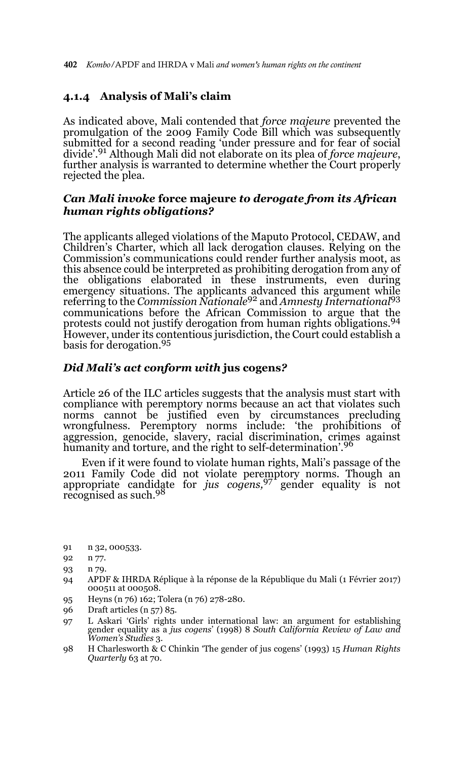### 4.1.4 Analysis of Mali's claim

As indicated above, Mali contended that *force majeure* prevented the promulgation of the 2009 Family Code Bill which was subsequently submitted for a second reading 'under pressure and for fear of social divide'.[91] Although Mali did not elaborate on its plea of *force majeure*, further analysis is warranted to determine whether the Court properly rejected the plea.

#### *Can Mali invoke* **force majeure** *to derogate from its African human rights obligations?*

The applicants alleged violations of the Maputo Protocol, CEDAW, and Children's Charter, which all lack derogation clauses. Relying on the Commission's communications could render further analysis moot, as this absence could be interpreted as prohibiting derogation from any of the obligations elaborated in these instruments, even during emergency situations. The applicants advanced this argument while referring to the *Commission Nationale*[92] and *Amnesty International*[93] communications before the African Commission to argue that the protests could not justify derogation from human rights obligations.[94] However, under its contentious jurisdiction, the Court could establish a basis for derogation.[95]

#### *Did Mali's act conform with* **jus cogens***?*

Article 26 of the ILC articles suggests that the analysis must start with compliance with peremptory norms because an act that violates such norms cannot be justified even by circumstances precluding wrongfulness. Peremptory norms include: 'the prohibitions of aggression, genocide, slavery, racial discrimination, crimes against humanity and torture, and the right to self-determination'.[96]

Even if it were found to violate human rights, Mali's passage of the 2011 Family Code did not violate peremptory norms. Though an appropriate candidate for *jus cogens*,[97] gender equality is not recognised as such.[98]

---

91 n 32, 000533.

92 n 77.

93 n 79.

94 APDF & IHRDA Réplique à la réponse de la République du Mali (1 Février 2017) 000511 at 000508.

95 Heyns (n 76) 162; Tolera (n 76) 278-280.

96 Draft articles (n 57) 85.

97 L Askari 'Girls' rights under international law: an argument for establishing gender equality as a *jus cogens*' (1998) 8 *South California Review of Law and Women's Studies* 3.

98 H Charlesworth & C Chinkin 'The gender of jus cogens' (1993) 15 *Human Rights Quarterly* 63 at 70.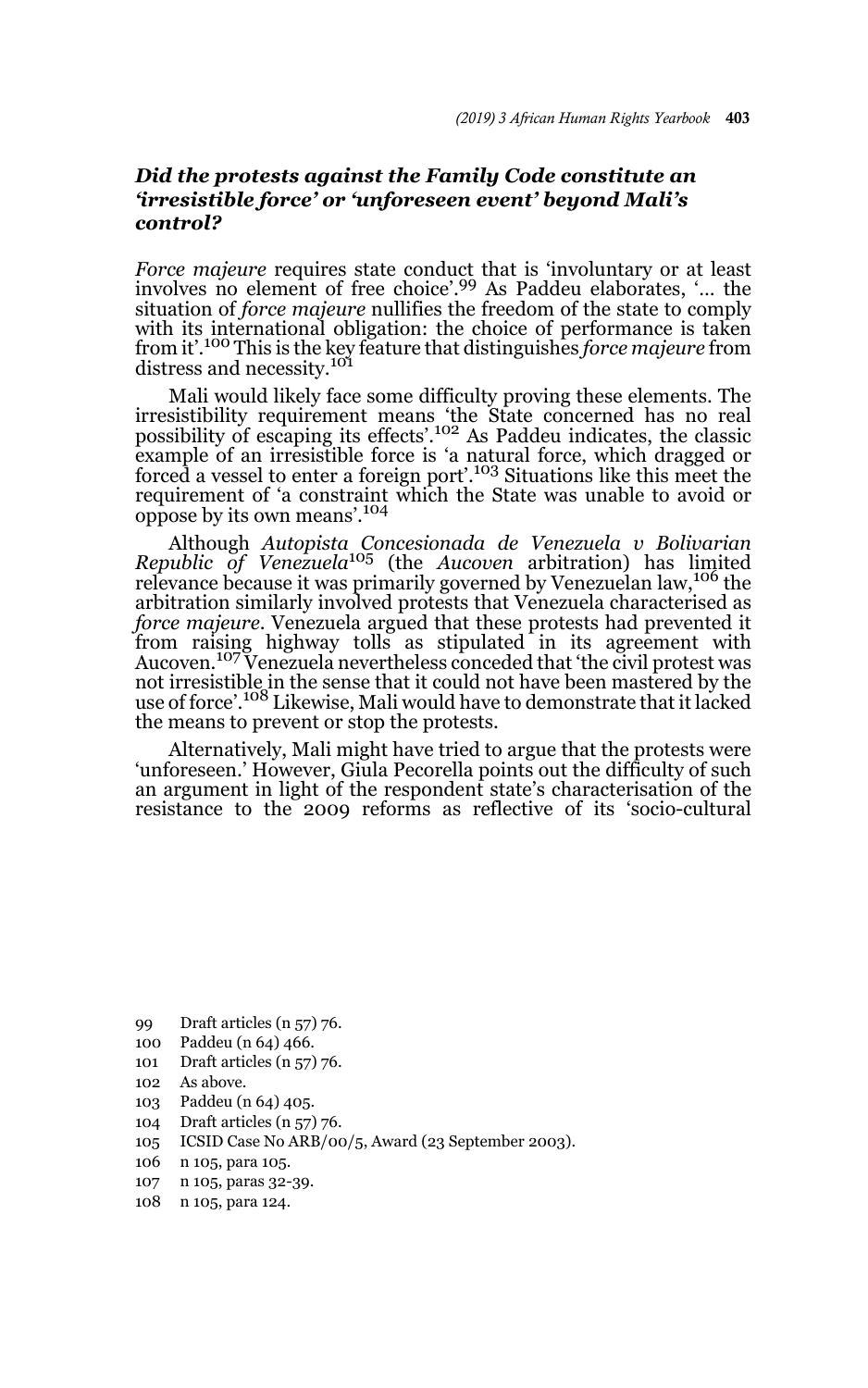### *Did the protests against the Family Code constitute an 'irresistible force' or 'unforeseen event' beyond Mali's control?*

*Force majeure* requires state conduct that is 'involuntary or at least involves no element of free choice'.[99] As Paddeu elaborates, '... the situation of *force majeure* nullifies the freedom of the state to comply with its international obligation: the choice of performance is taken from it'.[100] This is the key feature that distinguishes *force majeure* from distress and necessity.[101]

Mali would likely face some difficulty proving these elements. The irresistibility requirement means 'the State concerned has no real possibility of escaping its effects'.[102] As Paddeu indicates, the classic example of an irresistible force is 'a natural force, which dragged or forced a vessel to enter a foreign port'.[103] Situations like this meet the requirement of 'a constraint which the State was unable to avoid or oppose by its own means'.[104]

Although *Autopista Concesionada de Venezuela v Bolivarian Republic of Venezuela*[105] (the *Aucoven* arbitration) has limited relevance because it was primarily governed by Venezuelan law,[106] the arbitration similarly involved protests that Venezuela characterised as *force majeure*. Venezuela argued that these protests had prevented it from raising highway tolls as stipulated in its agreement with Aucoven.[107] Venezuela nevertheless conceded that 'the civil protest was not irresistible in the sense that it could not have been mastered by the use of force'.[108] Likewise, Mali would have to demonstrate that it lacked the means to prevent or stop the protests.

Alternatively, Mali might have tried to argue that the protests were 'unforeseen.' However, Giula Pecorella points out the difficulty of such an argument in light of the respondent state's characterisation of the resistance to the 2009 reforms as reflective of its 'socio-cultural

99 Draft articles (n 57) 76.
100 Paddeu (n 64) 466.
101 Draft articles (n 57) 76.
102 As above.
103 Paddeu (n 64) 405.
104 Draft articles (n 57) 76.
105 ICSID Case No ARB/00/5, Award (23 September 2003).
106 n 105, para 105.
107 n 105, paras 32-39.
108 n 105, para 124.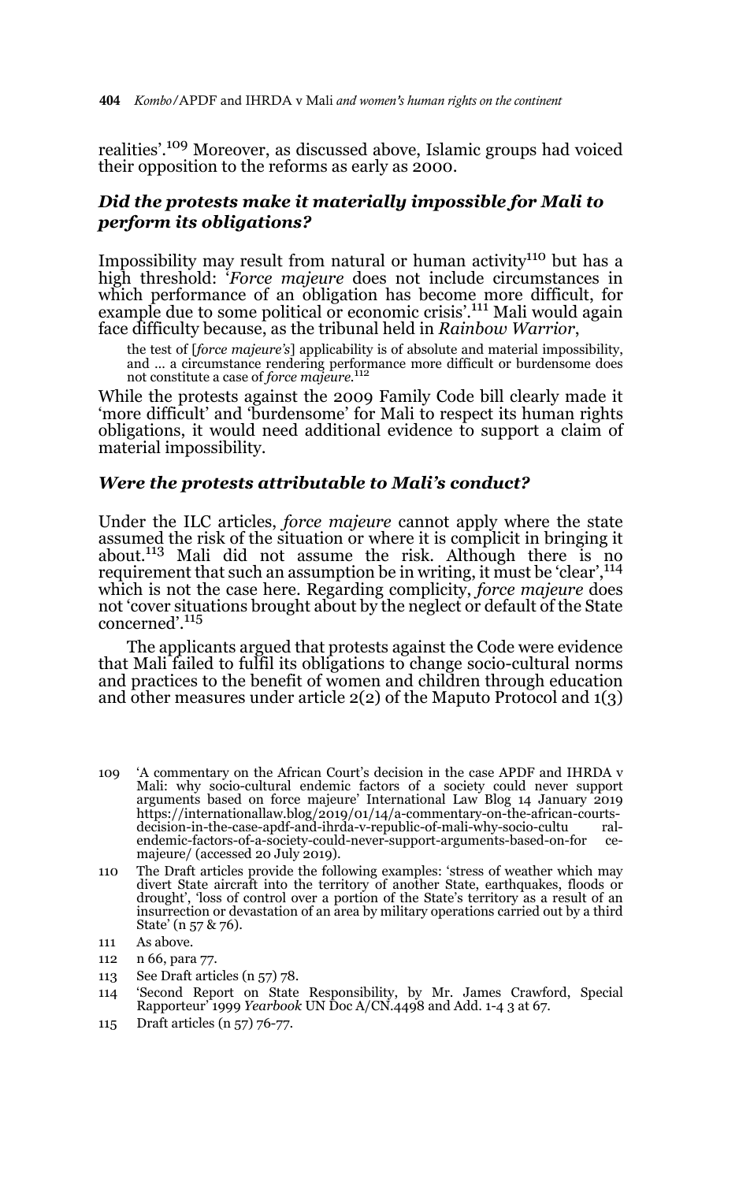realities'.[109] Moreover, as discussed above, Islamic groups had voiced their opposition to the reforms as early as 2000.

### *Did the protests make it materially impossible for Mali to perform its obligations?*

Impossibility may result from natural or human activity[110] but has a high threshold: '*Force majeure* does not include circumstances in which performance of an obligation has become more difficult, for example due to some political or economic crisis'.[111] Mali would again face difficulty because, as the tribunal held in *Rainbow Warrior*,

> the test of [*force majeure's*] applicability is of absolute and material impossibility, and … a circumstance rendering performance more difficult or burdensome does not constitute a case of *force majeure*.[112]

While the protests against the 2009 Family Code bill clearly made it 'more difficult' and 'burdensome' for Mali to respect its human rights obligations, it would need additional evidence to support a claim of material impossibility.

### *Were the protests attributable to Mali's conduct?*

Under the ILC articles, *force majeure* cannot apply where the state assumed the risk of the situation or where it is complicit in bringing it about.[113] Mali did not assume the risk. Although there is no requirement that such an assumption be in writing, it must be 'clear',[114] which is not the case here. Regarding complicity, *force majeure* does not 'cover situations brought about by the neglect or default of the State concerned'.[115]

The applicants argued that protests against the Code were evidence that Mali failed to fulfil its obligations to change socio-cultural norms and practices to the benefit of women and children through education and other measures under article 2(2) of the Maputo Protocol and 1(3)

---

109 'A commentary on the African Court's decision in the case APDF and IHRDA v Mali: why socio-cultural endemic factors of a society could never support arguments based on force majeure' International Law Blog 14 January 2019 https://internationallaw.blog/2019/01/14/a-commentary-on-the-african-courts-decision-in-the-case-apdf-and-ihrda-v-republic-of-mali-why-socio-cultu ral-endemic-factors-of-a-society-could-never-support-arguments-based-on-for ce-majeure/ (accessed 20 July 2019).

110 The Draft articles provide the following examples: 'stress of weather which may divert State aircraft into the territory of another State, earthquakes, floods or drought', 'loss of control over a portion of the State's territory as a result of an insurrection or devastation of an area by military operations carried out by a third State' (n 57 & 76).

111 As above.

112 n 66, para 77.

113 See Draft articles (n 57) 78.

114 'Second Report on State Responsibility, by Mr. James Crawford, Special Rapporteur' 1999 *Yearbook* UN Doc A/CN.4498 and Add. 1-4 3 at 67.

115 Draft articles (n 57) 76-77.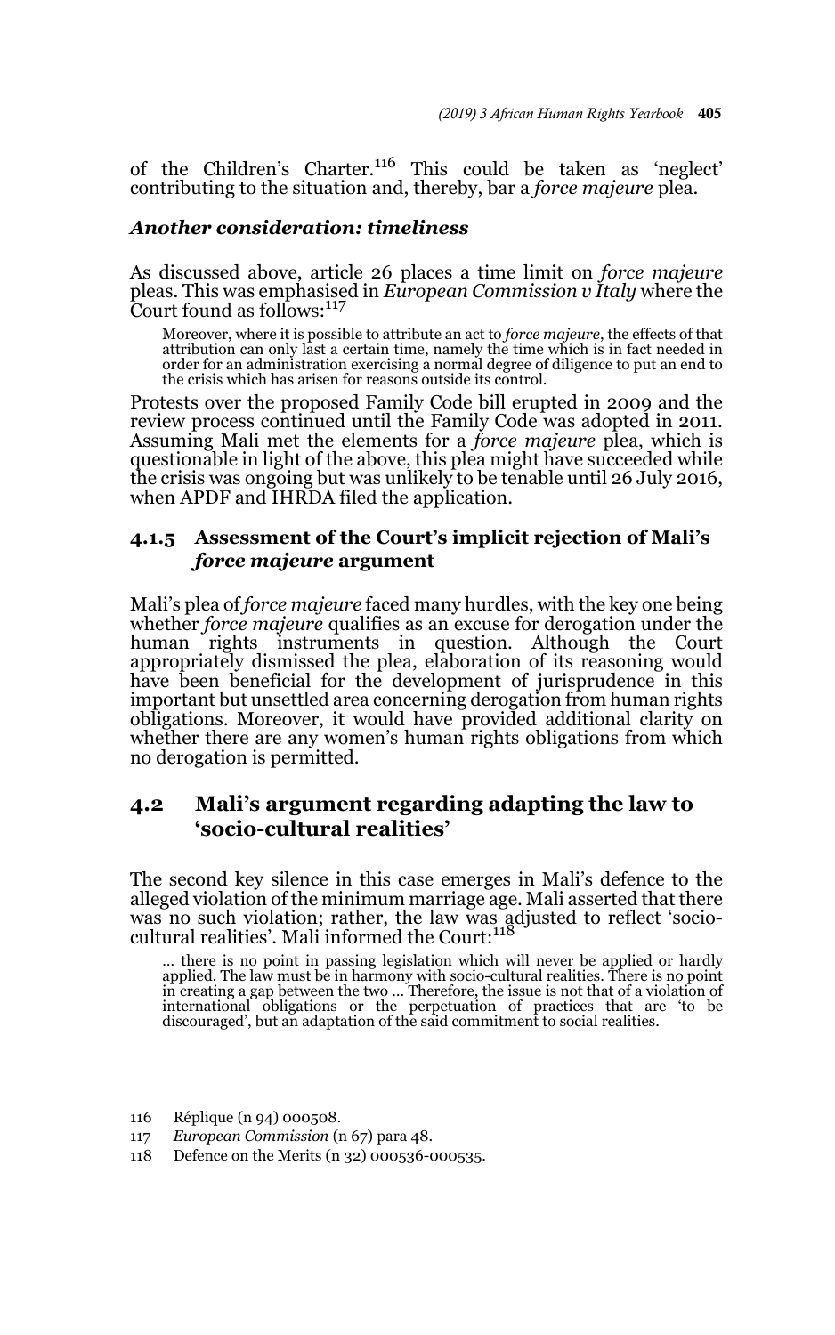of the Children's Charter.[116] This could be taken as 'neglect' contributing to the situation and, thereby, bar a *force majeure* plea.

### *Another consideration: timeliness*

As discussed above, article 26 places a time limit on *force majeure* pleas. This was emphasised in *European Commission v Italy* where the Court found as follows:[117]

> Moreover, where it is possible to attribute an act to *force majeure*, the effects of that attribution can only last a certain time, namely the time which is in fact needed in order for an administration exercising a normal degree of diligence to put an end to the crisis which has arisen for reasons outside its control.

Protests over the proposed Family Code bill erupted in 2009 and the review process continued until the Family Code was adopted in 2011. Assuming Mali met the elements for a *force majeure* plea, which is questionable in light of the above, this plea might have succeeded while the crisis was ongoing but was unlikely to be tenable until 26 July 2016, when APDF and IHRDA filed the application.

### 4.1.5 Assessment of the Court's implicit rejection of Mali's *force majeure* argument

Mali's plea of *force majeure* faced many hurdles, with the key one being whether *force majeure* qualifies as an excuse for derogation under the human rights instruments in question. Although the Court appropriately dismissed the plea, elaboration of its reasoning would have been beneficial for the development of jurisprudence in this important but unsettled area concerning derogation from human rights obligations. Moreover, it would have provided additional clarity on whether there are any women's human rights obligations from which no derogation is permitted.

## 4.2 Mali's argument regarding adapting the law to 'socio-cultural realities'

The second key silence in this case emerges in Mali's defence to the alleged violation of the minimum marriage age. Mali asserted that there was no such violation; rather, the law was adjusted to reflect 'socio-cultural realities'. Mali informed the Court:[118]

> … there is no point in passing legislation which will never be applied or hardly applied. The law must be in harmony with socio-cultural realities. There is no point in creating a gap between the two … Therefore, the issue is not that of a violation of international obligations or the perpetuation of practices that are 'to be discouraged', but an adaptation of the said commitment to social realities.

116 Réplique (n 94) 000508.

117 *European Commission* (n 67) para 48.

118 Defence on the Merits (n 32) 000536-000535.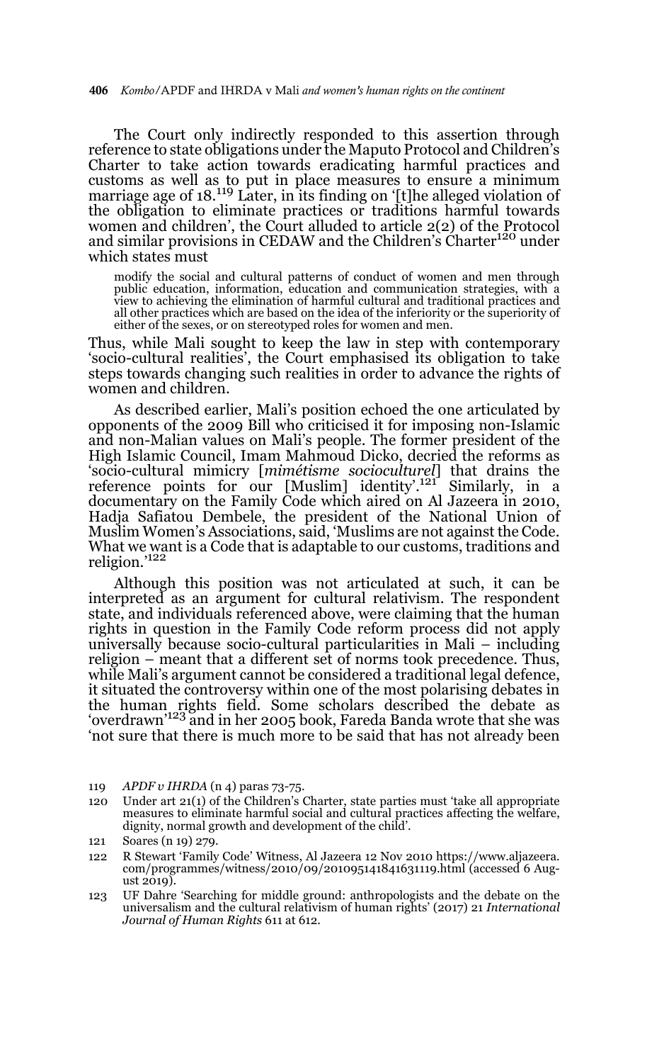The Court only indirectly responded to this assertion through reference to state obligations under the Maputo Protocol and Children's Charter to take action towards eradicating harmful practices and customs as well as to put in place measures to ensure a minimum marriage age of 18.[119] Later, in its finding on '[t]he alleged violation of the obligation to eliminate practices or traditions harmful towards women and children', the Court alluded to article 2(2) of the Protocol and similar provisions in CEDAW and the Children's Charter[120] under which states must

> modify the social and cultural patterns of conduct of women and men through public education, information, education and communication strategies, with a view to achieving the elimination of harmful cultural and traditional practices and all other practices which are based on the idea of the inferiority or the superiority of either of the sexes, or on stereotyped roles for women and men.

Thus, while Mali sought to keep the law in step with contemporary 'socio-cultural realities', the Court emphasised its obligation to take steps towards changing such realities in order to advance the rights of women and children.

As described earlier, Mali's position echoed the one articulated by opponents of the 2009 Bill who criticised it for imposing non-Islamic and non-Malian values on Mali's people. The former president of the High Islamic Council, Imam Mahmoud Dicko, decried the reforms as 'socio-cultural mimicry [*mimétisme socioculturel*] that drains the reference points for our [Muslim] identity'.[121] Similarly, in a documentary on the Family Code which aired on Al Jazeera in 2010, Hadja Safiatou Dembele, the president of the National Union of Muslim Women's Associations, said, 'Muslims are not against the Code. What we want is a Code that is adaptable to our customs, traditions and religion.'[122]

Although this position was not articulated at such, it can be interpreted as an argument for cultural relativism. The respondent state, and individuals referenced above, were claiming that the human rights in question in the Family Code reform process did not apply universally because socio-cultural particularities in Mali – including religion – meant that a different set of norms took precedence. Thus, while Mali's argument cannot be considered a traditional legal defence, it situated the controversy within one of the most polarising debates in the human rights field. Some scholars described the debate as 'overdrawn'[123] and in her 2005 book, Fareda Banda wrote that she was 'not sure that there is much more to be said that has not already been

119 *APDF v IHRDA* (n 4) paras 73-75.

120 Under art 21(1) of the Children's Charter, state parties must 'take all appropriate measures to eliminate harmful social and cultural practices affecting the welfare, dignity, normal growth and development of the child'.

121 Soares (n 19) 279.

122 R Stewart 'Family Code' Witness, Al Jazeera 12 Nov 2010 https://www.aljazeera.com/programmes/witness/2010/09/201095141841631119.html (accessed 6 August 2019).

123 UF Dahre 'Searching for middle ground: anthropologists and the debate on the universalism and the cultural relativism of human rights' (2017) 21 *International Journal of Human Rights* 611 at 612.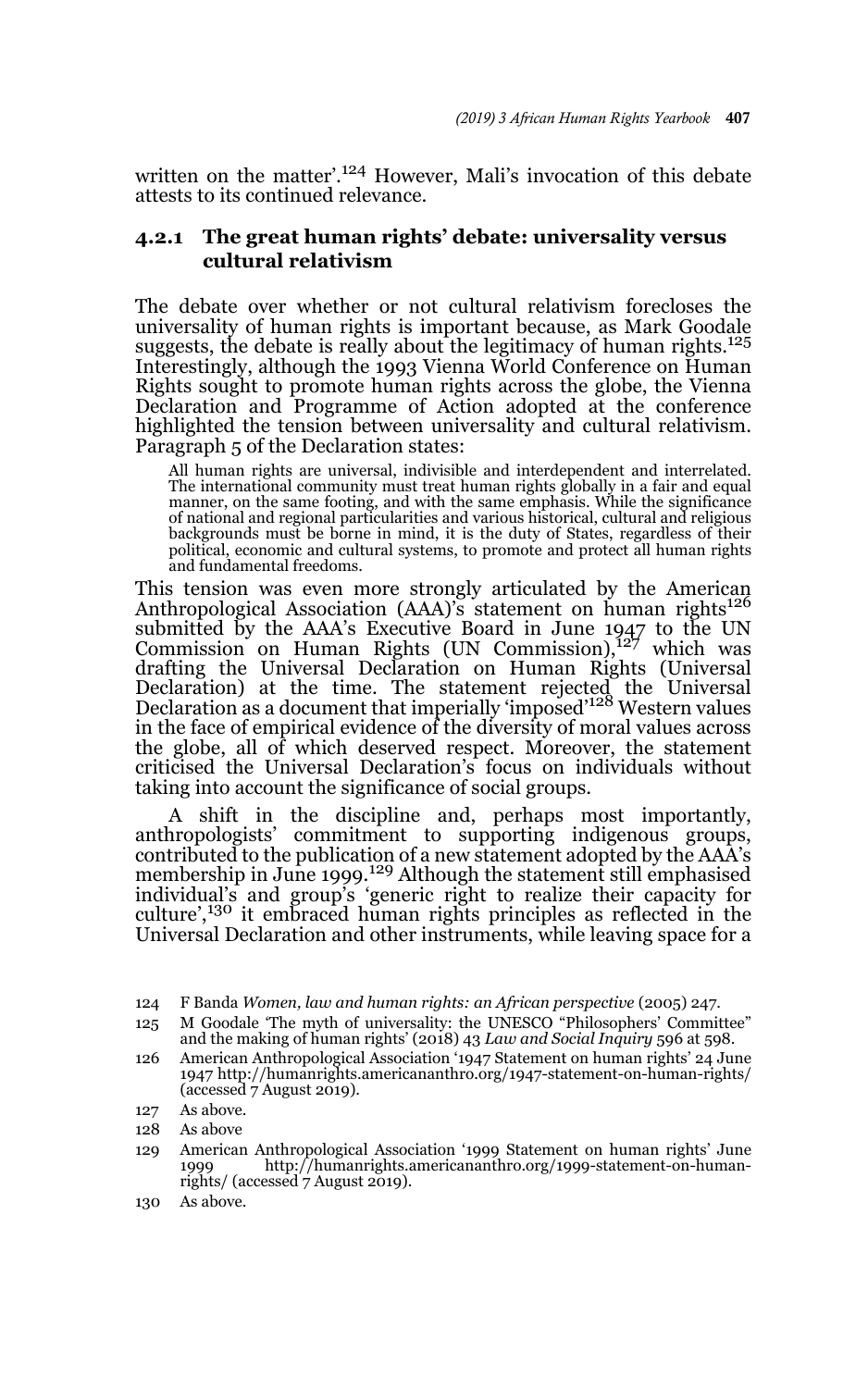written on the matter'.[124] However, Mali's invocation of this debate attests to its continued relevance.

### 4.2.1 The great human rights' debate: universality versus cultural relativism

The debate over whether or not cultural relativism forecloses the universality of human rights is important because, as Mark Goodale suggests, the debate is really about the legitimacy of human rights.[125] Interestingly, although the 1993 Vienna World Conference on Human Rights sought to promote human rights across the globe, the Vienna Declaration and Programme of Action adopted at the conference highlighted the tension between universality and cultural relativism. Paragraph 5 of the Declaration states:

> All human rights are universal, indivisible and interdependent and interrelated. The international community must treat human rights globally in a fair and equal manner, on the same footing, and with the same emphasis. While the significance of national and regional particularities and various historical, cultural and religious backgrounds must be borne in mind, it is the duty of States, regardless of their political, economic and cultural systems, to promote and protect all human rights and fundamental freedoms.

This tension was even more strongly articulated by the American Anthropological Association (AAA)'s statement on human rights[126] submitted by the AAA's Executive Board in June 1947 to the UN Commission on Human Rights (UN Commission),[127] which was drafting the Universal Declaration on Human Rights (Universal Declaration) at the time. The statement rejected the Universal Declaration as a document that imperially 'imposed'[128] Western values in the face of empirical evidence of the diversity of moral values across the globe, all of which deserved respect. Moreover, the statement criticised the Universal Declaration's focus on individuals without taking into account the significance of social groups.

A shift in the discipline and, perhaps most importantly, anthropologists' commitment to supporting indigenous groups, contributed to the publication of a new statement adopted by the AAA's membership in June 1999.[129] Although the statement still emphasised individual's and group's 'generic right to realize their capacity for culture',[130] it embraced human rights principles as reflected in the Universal Declaration and other instruments, while leaving space for a

---

124 F Banda *Women, law and human rights: an African perspective* (2005) 247.

125 M Goodale 'The myth of universality: the UNESCO "Philosophers' Committee" and the making of human rights' (2018) 43 *Law and Social Inquiry* 596 at 598.

126 American Anthropological Association '1947 Statement on human rights' 24 June 1947 http://humanrights.americananthro.org/1947-statement-on-human-rights/ (accessed 7 August 2019).

127 As above.

128 As above

129 American Anthropological Association '1999 Statement on human rights' June 1999 http://humanrights.americananthro.org/1999-statement-on-human-rights/ (accessed 7 August 2019).

130 As above.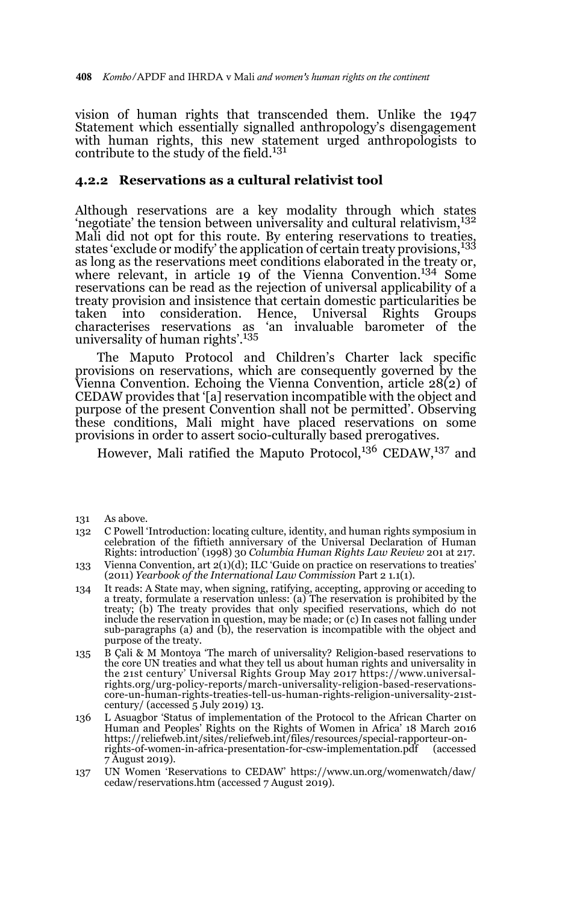vision of human rights that transcended them. Unlike the 1947 Statement which essentially signalled anthropology's disengagement with human rights, this new statement urged anthropologists to contribute to the study of the field.[131]

### 4.2.2 Reservations as a cultural relativist tool

Although reservations are a key modality through which states 'negotiate' the tension between universality and cultural relativism,[132] Mali did not opt for this route. By entering reservations to treaties, states 'exclude or modify' the application of certain treaty provisions,[133] as long as the reservations meet conditions elaborated in the treaty or, where relevant, in article 19 of the Vienna Convention.[134] Some reservations can be read as the rejection of universal applicability of a treaty provision and insistence that certain domestic particularities be taken into consideration. Hence, Universal Rights Groups characterises reservations as 'an invaluable barometer of the universality of human rights'.[135]

The Maputo Protocol and Children's Charter lack specific provisions on reservations, which are consequently governed by the Vienna Convention. Echoing the Vienna Convention, article 28(2) of CEDAW provides that '[a] reservation incompatible with the object and purpose of the present Convention shall not be permitted'. Observing these conditions, Mali might have placed reservations on some provisions in order to assert socio-culturally based prerogatives.

However, Mali ratified the Maputo Protocol,[136] CEDAW,[137] and

---

131 As above.

132 C Powell 'Introduction: locating culture, identity, and human rights symposium in celebration of the fiftieth anniversary of the Universal Declaration of Human Rights: introduction' (1998) 30 *Columbia Human Rights Law Review* 201 at 217.

133 Vienna Convention, art 2(1)(d); ILC 'Guide on practice on reservations to treaties' (2011) *Yearbook of the International Law Commission* Part 2 1.1(1).

134 It reads: A State may, when signing, ratifying, accepting, approving or acceding to a treaty, formulate a reservation unless: (a) The reservation is prohibited by the treaty; (b) The treaty provides that only specified reservations, which do not include the reservation in question, may be made; or (c) In cases not falling under sub-paragraphs (a) and (b), the reservation is incompatible with the object and purpose of the treaty.

135 B Çali & M Montoya 'The march of universality? Religion-based reservations to the core UN treaties and what they tell us about human rights and universality in the 21st century' Universal Rights Group May 2017 https://www.universal-rights.org/urg-policy-reports/march-universality-religion-based-reservations-core-un-human-rights-treaties-tell-us-human-rights-religion-universality-21st-century/ (accessed 5 July 2019) 13.

136 L Asuagbor 'Status of implementation of the Protocol to the African Charter on Human and Peoples' Rights on the Rights of Women in Africa' 18 March 2016 https://reliefweb.int/sites/reliefweb.int/files/resources/special-rapporteur-on-rights-of-women-in-africa-presentation-for-csw-implementation.pdf (accessed 7 August 2019).

137 UN Women 'Reservations to CEDAW' https://www.un.org/womenwatch/daw/cedaw/reservations.htm (accessed 7 August 2019).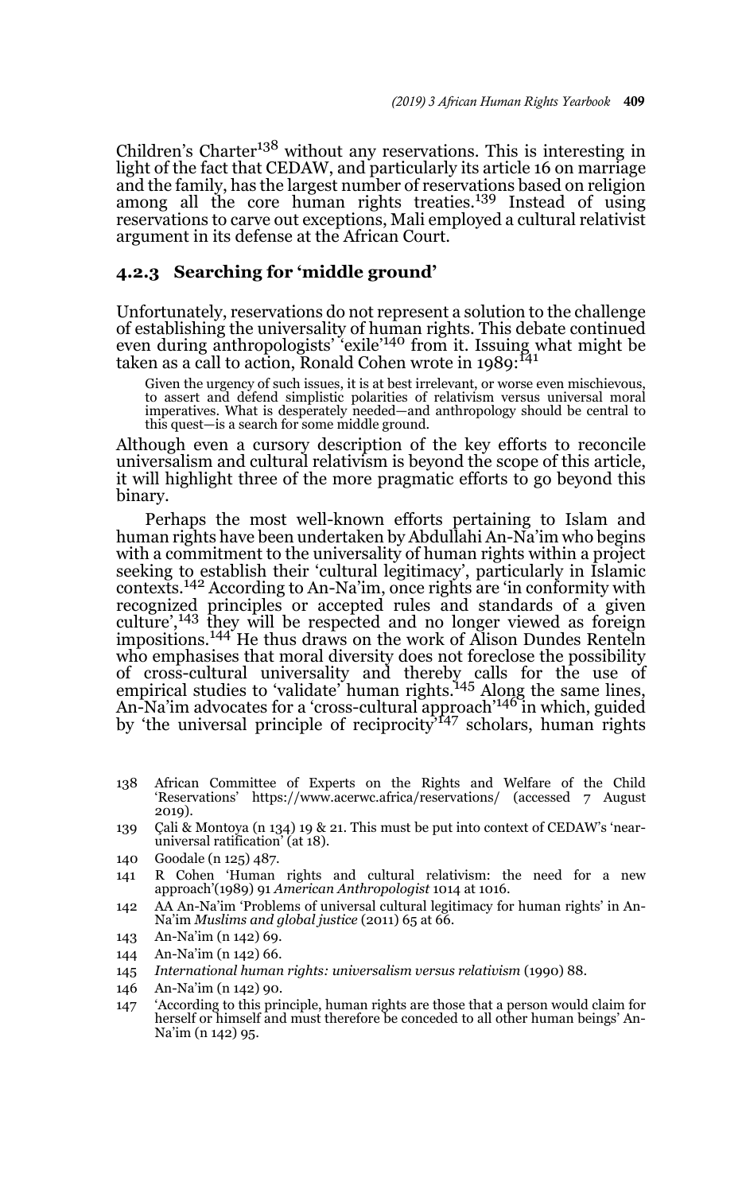Children's Charter[138] without any reservations. This is interesting in light of the fact that CEDAW, and particularly its article 16 on marriage and the family, has the largest number of reservations based on religion among all the core human rights treaties.[139] Instead of using reservations to carve out exceptions, Mali employed a cultural relativist argument in its defense at the African Court.

### 4.2.3 Searching for 'middle ground'

Unfortunately, reservations do not represent a solution to the challenge of establishing the universality of human rights. This debate continued even during anthropologists' 'exile'[140] from it. Issuing what might be taken as a call to action, Ronald Cohen wrote in 1989:[141]

> Given the urgency of such issues, it is at best irrelevant, or worse even mischievous, to assert and defend simplistic polarities of relativism versus universal moral imperatives. What is desperately needed—and anthropology should be central to this quest—is a search for some middle ground.

Although even a cursory description of the key efforts to reconcile universalism and cultural relativism is beyond the scope of this article, it will highlight three of the more pragmatic efforts to go beyond this binary.

Perhaps the most well-known efforts pertaining to Islam and human rights have been undertaken by Abdullahi An-Na'im who begins with a commitment to the universality of human rights within a project seeking to establish their 'cultural legitimacy', particularly in Islamic contexts.[142] According to An-Na'im, once rights are 'in conformity with recognized principles or accepted rules and standards of a given culture',[143] they will be respected and no longer viewed as foreign impositions.[144] He thus draws on the work of Alison Dundes Renteln who emphasises that moral diversity does not foreclose the possibility of cross-cultural universality and thereby calls for the use of empirical studies to 'validate' human rights.[145] Along the same lines, An-Na'im advocates for a 'cross-cultural approach'[146] in which, guided by 'the universal principle of reciprocity'[147] scholars, human rights

---

138 African Committee of Experts on the Rights and Welfare of the Child 'Reservations' https://www.acerwc.africa/reservations/ (accessed 7 August 2019).

139 Çali & Montoya (n 134) 19 & 21. This must be put into context of CEDAW's 'near-universal ratification' (at 18).

140 Goodale (n 125) 487.

141 R Cohen 'Human rights and cultural relativism: the need for a new approach'(1989) 91 *American Anthropologist* 1014 at 1016.

142 AA An-Na'im 'Problems of universal cultural legitimacy for human rights' in An-Na'im *Muslims and global justice* (2011) 65 at 66.

143 An-Na'im (n 142) 69.

144 An-Na'im (n 142) 66.

145 *International human rights: universalism versus relativism* (1990) 88.

146 An-Na'im (n 142) 90.

147 'According to this principle, human rights are those that a person would claim for herself or himself and must therefore be conceded to all other human beings' An-Na'im (n 142) 95.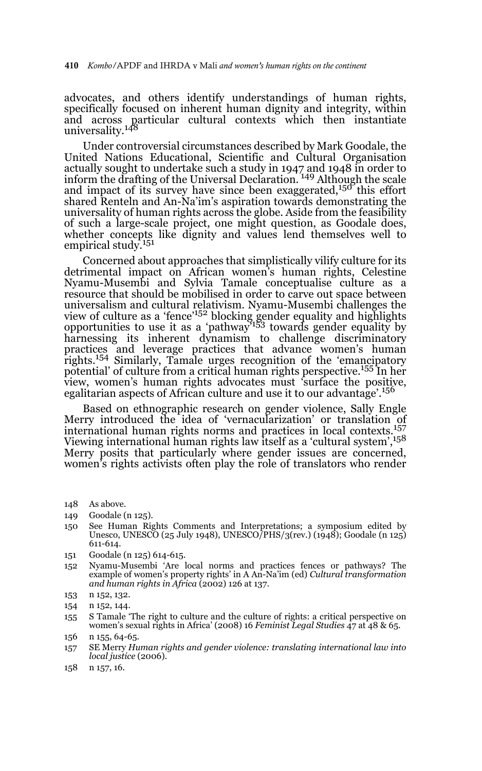advocates, and others identify understandings of human rights, specifically focused on inherent human dignity and integrity, within and across particular cultural contexts which then instantiate universality.[148]

Under controversial circumstances described by Mark Goodale, the United Nations Educational, Scientific and Cultural Organisation actually sought to undertake such a study in 1947 and 1948 in order to inform the drafting of the Universal Declaration.[149] Although the scale and impact of its survey have since been exaggerated,[150] this effort shared Renteln and An-Na'im's aspiration towards demonstrating the universality of human rights across the globe. Aside from the feasibility of such a large-scale project, one might question, as Goodale does, whether concepts like dignity and values lend themselves well to empirical study.[151]

Concerned about approaches that simplistically vilify culture for its detrimental impact on African women's human rights, Celestine Nyamu-Musembi and Sylvia Tamale conceptualise culture as a resource that should be mobilised in order to carve out space between universalism and cultural relativism. Nyamu-Musembi challenges the view of culture as a 'fence'[152] blocking gender equality and highlights opportunities to use it as a 'pathway'[153] towards gender equality by harnessing its inherent dynamism to challenge discriminatory practices and leverage practices that advance women's human rights.[154] Similarly, Tamale urges recognition of the 'emancipatory potential' of culture from a critical human rights perspective.[155] In her view, women's human rights advocates must 'surface the positive, egalitarian aspects of African culture and use it to our advantage'.[156]

Based on ethnographic research on gender violence, Sally Engle Merry introduced the idea of 'vernacularization' or translation of international human rights norms and practices in local contexts.[157] Viewing international human rights law itself as a 'cultural system',[158] Merry posits that particularly where gender issues are concerned, women's rights activists often play the role of translators who render

148 As above.

149 Goodale (n 125).

150 See Human Rights Comments and Interpretations; a symposium edited by Unesco, UNESCO (25 July 1948), UNESCO/PHS/3(rev.) (1948); Goodale (n 125) 611-614.

151 Goodale (n 125) 614-615.

152 Nyamu-Musembi 'Are local norms and practices fences or pathways? The example of women's property rights' in A An-Na'im (ed) *Cultural transformation and human rights in Africa* (2002) 126 at 137.

153 n 152, 132.

154 n 152, 144.

155 S Tamale 'The right to culture and the culture of rights: a critical perspective on women's sexual rights in Africa' (2008) 16 *Feminist Legal Studies* 47 at 48 & 65.

156 n 155, 64-65.

157 SE Merry *Human rights and gender violence: translating international law into local justice* (2006).

158 n 157, 16.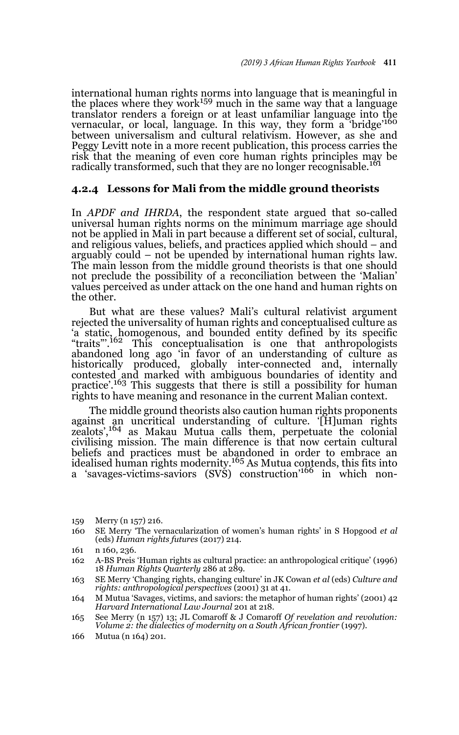international human rights norms into language that is meaningful in the places where they work[159] much in the same way that a language translator renders a foreign or at least unfamiliar language into the vernacular, or local, language. In this way, they form a 'bridge'[160] between universalism and cultural relativism. However, as she and Peggy Levitt note in a more recent publication, this process carries the risk that the meaning of even core human rights principles may be radically transformed, such that they are no longer recognisable.[161]

### 4.2.4 Lessons for Mali from the middle ground theorists

In *APDF and IHRDA*, the respondent state argued that so-called universal human rights norms on the minimum marriage age should not be applied in Mali in part because a different set of social, cultural, and religious values, beliefs, and practices applied which should – and arguably could – not be upended by international human rights law. The main lesson from the middle ground theorists is that one should not preclude the possibility of a reconciliation between the 'Malian' values perceived as under attack on the one hand and human rights on the other.

But what are these values? Mali's cultural relativist argument rejected the universality of human rights and conceptualised culture as 'a static, homogenous, and bounded entity defined by its specific "traits"'.[162] This conceptualisation is one that anthropologists abandoned long ago 'in favor of an understanding of culture as historically produced, globally inter-connected and, internally contested and marked with ambiguous boundaries of identity and practice'.[163] This suggests that there is still a possibility for human rights to have meaning and resonance in the current Malian context.

The middle ground theorists also caution human rights proponents against an uncritical understanding of culture. '[H]uman rights zealots',[164] as Makau Mutua calls them, perpetuate the colonial civilising mission. The main difference is that now certain cultural beliefs and practices must be abandoned in order to embrace an idealised human rights modernity.[165] As Mutua contends, this fits into a 'savages-victims-saviors (SVS) construction'[166] in which non-

159 Merry (n 157) 216.

160 SE Merry 'The vernacularization of women's human rights' in S Hopgood *et al* (eds) *Human rights futures* (2017) 214.

161 n 160, 236.

162 A-BS Preis 'Human rights as cultural practice: an anthropological critique' (1996) 18 *Human Rights Quarterly* 286 at 289.

163 SE Merry 'Changing rights, changing culture' in JK Cowan *et al* (eds) *Culture and rights: anthropological perspectives* (2001) 31 at 41.

164 M Mutua 'Savages, victims, and saviors: the metaphor of human rights' (2001) 42 *Harvard International Law Journal* 201 at 218.

165 See Merry (n 157) 13; JL Comaroff & J Comaroff *Of revelation and revolution: Volume 2: the dialectics of modernity on a South African frontier* (1997).

166 Mutua (n 164) 201.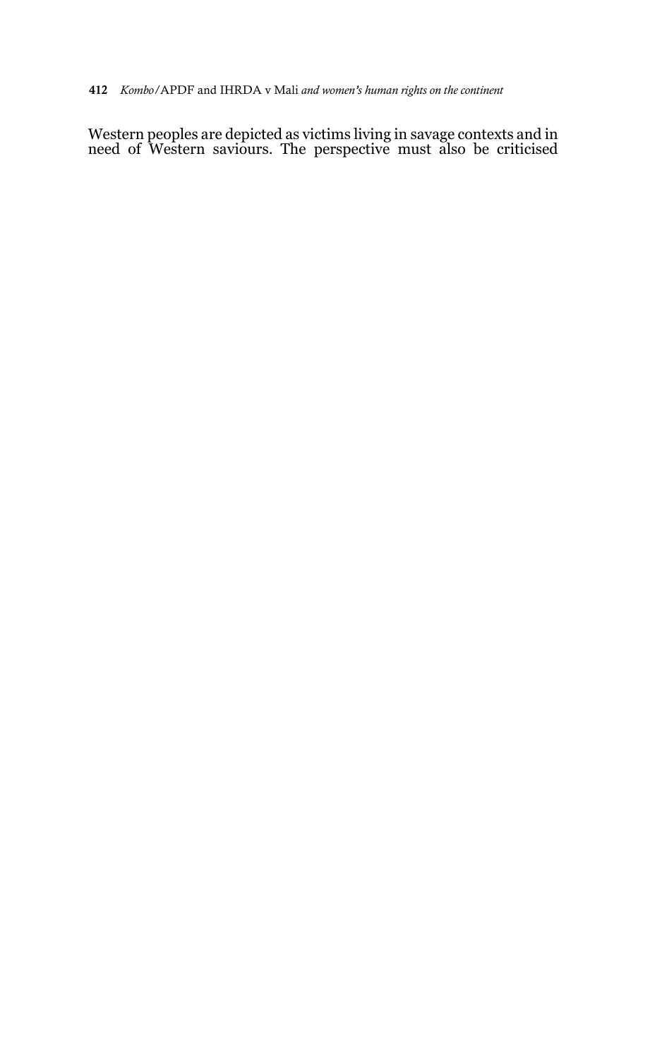Western peoples are depicted as victims living in savage contexts and in need of Western saviours. The perspective must also be criticised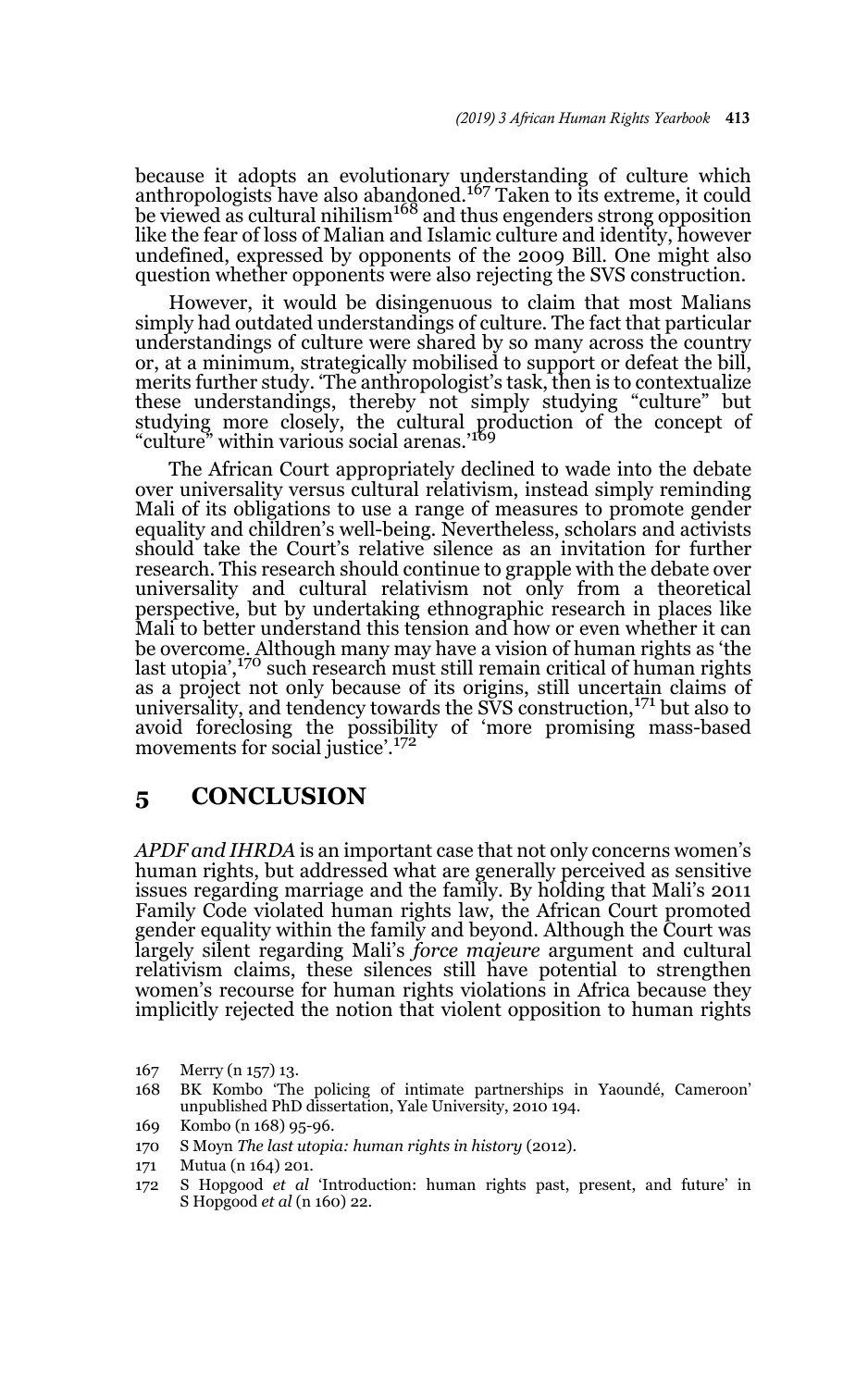because it adopts an evolutionary understanding of culture which anthropologists have also abandoned.[167] Taken to its extreme, it could be viewed as cultural nihilism[168] and thus engenders strong opposition like the fear of loss of Malian and Islamic culture and identity, however undefined, expressed by opponents of the 2009 Bill. One might also question whether opponents were also rejecting the SVS construction.

However, it would be disingenuous to claim that most Malians simply had outdated understandings of culture. The fact that particular understandings of culture were shared by so many across the country or, at a minimum, strategically mobilised to support or defeat the bill, merits further study. 'The anthropologist's task, then is to contextualize these understandings, thereby not simply studying "culture" but studying more closely, the cultural production of the concept of "culture" within various social arenas.'[169]

The African Court appropriately declined to wade into the debate over universality versus cultural relativism, instead simply reminding Mali of its obligations to use a range of measures to promote gender equality and children's well-being. Nevertheless, scholars and activists should take the Court's relative silence as an invitation for further research. This research should continue to grapple with the debate over universality and cultural relativism not only from a theoretical perspective, but by undertaking ethnographic research in places like Mali to better understand this tension and how or even whether it can be overcome. Although many may have a vision of human rights as 'the last utopia',[170] such research must still remain critical of human rights as a project not only because of its origins, still uncertain claims of universality, and tendency towards the SVS construction,[171] but also to avoid foreclosing the possibility of 'more promising mass-based movements for social justice'.[172]

## 5 CONCLUSION

*APDF and IHRDA* is an important case that not only concerns women's human rights, but addressed what are generally perceived as sensitive issues regarding marriage and the family. By holding that Mali's 2011 Family Code violated human rights law, the African Court promoted gender equality within the family and beyond. Although the Court was largely silent regarding Mali's *force majeure* argument and cultural relativism claims, these silences still have potential to strengthen women's recourse for human rights violations in Africa because they implicitly rejected the notion that violent opposition to human rights

167 Merry (n 157) 13.

168 BK Kombo 'The policing of intimate partnerships in Yaoundé, Cameroon' unpublished PhD dissertation, Yale University, 2010 194.

169 Kombo (n 168) 95-96.

170 S Moyn *The last utopia: human rights in history* (2012).

171 Mutua (n 164) 201.

172 S Hopgood *et al* 'Introduction: human rights past, present, and future' in S Hopgood *et al* (n 160) 22.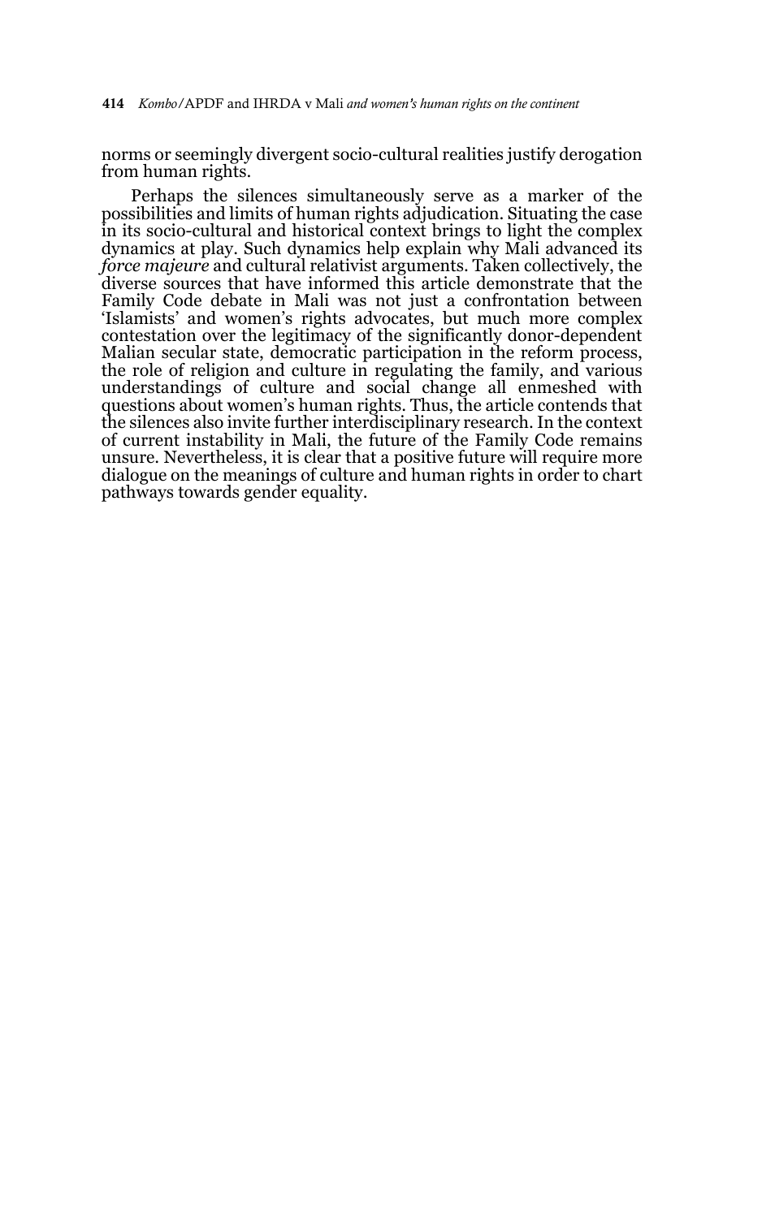norms or seemingly divergent socio-cultural realities justify derogation from human rights.

Perhaps the silences simultaneously serve as a marker of the possibilities and limits of human rights adjudication. Situating the case in its socio-cultural and historical context brings to light the complex dynamics at play. Such dynamics help explain why Mali advanced its *force majeure* and cultural relativist arguments. Taken collectively, the diverse sources that have informed this article demonstrate that the Family Code debate in Mali was not just a confrontation between 'Islamists' and women's rights advocates, but much more complex contestation over the legitimacy of the significantly donor-dependent Malian secular state, democratic participation in the reform process, the role of religion and culture in regulating the family, and various understandings of culture and social change all enmeshed with questions about women's human rights. Thus, the article contends that the silences also invite further interdisciplinary research. In the context of current instability in Mali, the future of the Family Code remains unsure. Nevertheless, it is clear that a positive future will require more dialogue on the meanings of culture and human rights in order to chart pathways towards gender equality.